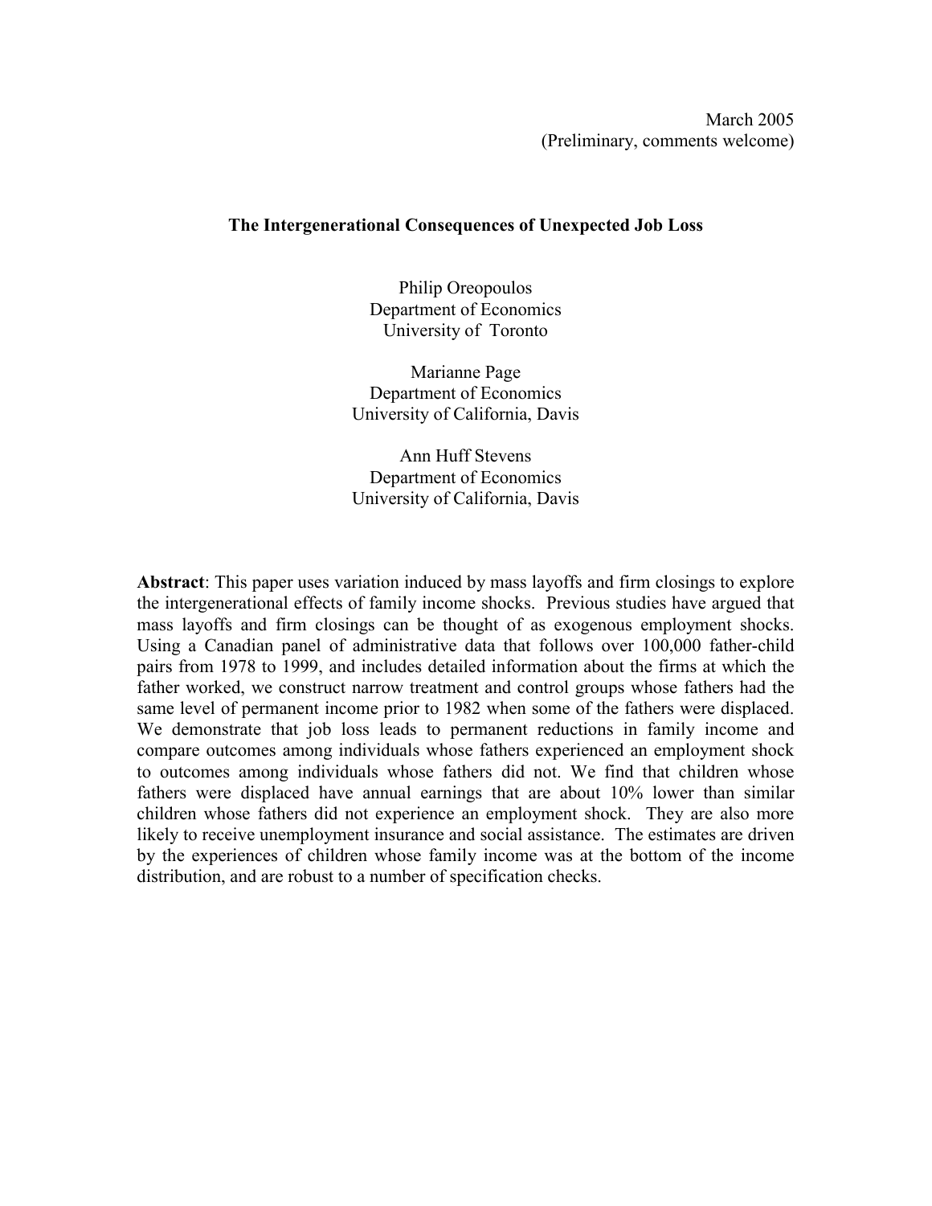March 2005
(Preliminary, comments welcome)

# The Intergenerational Consequences of Unexpected Job Loss

Philip Oreopoulos
Department of Economics
University of Toronto

Marianne Page
Department of Economics
University of California, Davis

Ann Huff Stevens
Department of Economics
University of California, Davis

**Abstract**: This paper uses variation induced by mass layoffs and firm closings to explore the intergenerational effects of family income shocks. Previous studies have argued that mass layoffs and firm closings can be thought of as exogenous employment shocks. Using a Canadian panel of administrative data that follows over 100,000 father-child pairs from 1978 to 1999, and includes detailed information about the firms at which the father worked, we construct narrow treatment and control groups whose fathers had the same level of permanent income prior to 1982 when some of the fathers were displaced. We demonstrate that job loss leads to permanent reductions in family income and compare outcomes among individuals whose fathers experienced an employment shock to outcomes among individuals whose fathers did not. We find that children whose fathers were displaced have annual earnings that are about 10% lower than similar children whose fathers did not experience an employment shock. They are also more likely to receive unemployment insurance and social assistance. The estimates are driven by the experiences of children whose family income was at the bottom of the income distribution, and are robust to a number of specification checks.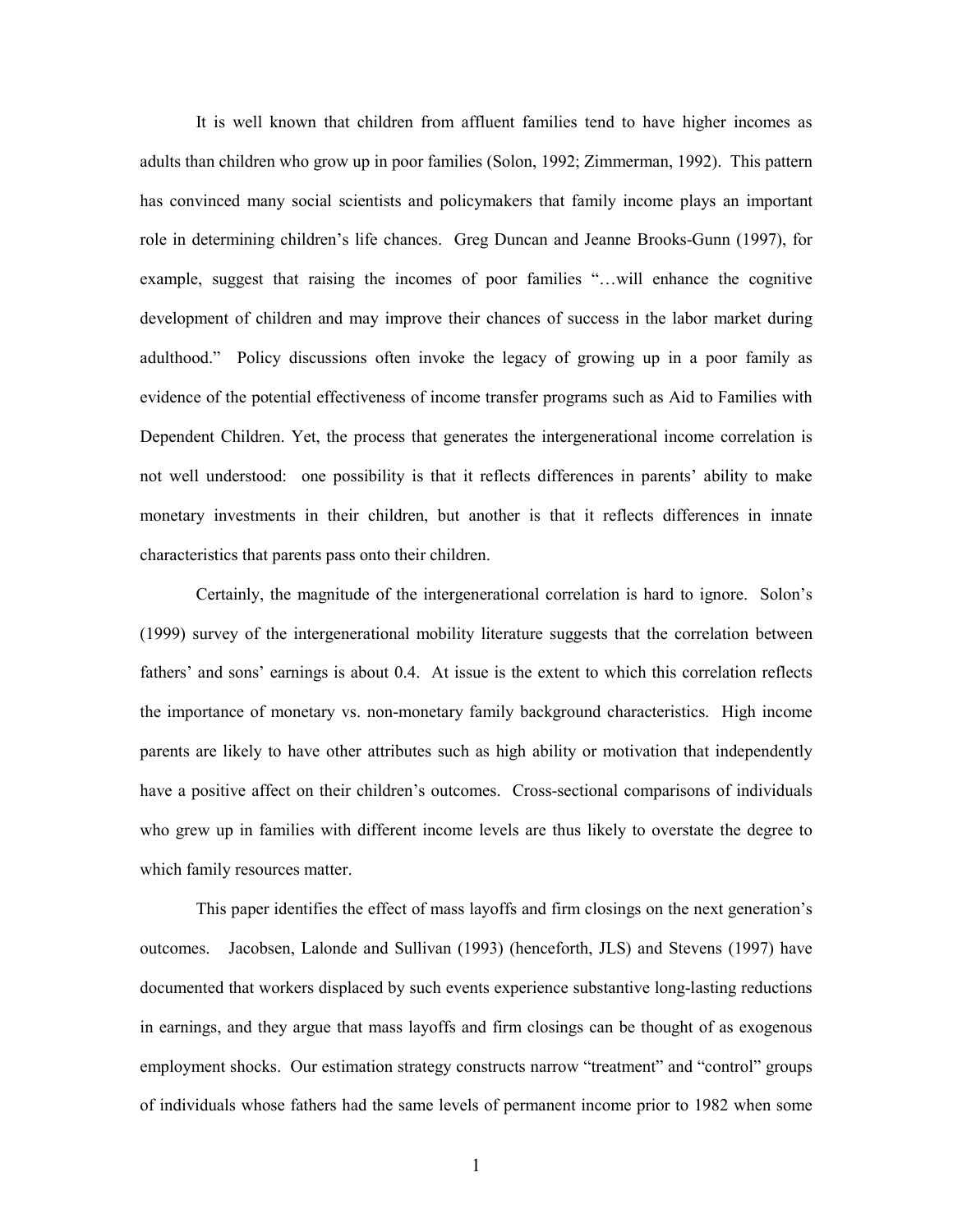It is well known that children from affluent families tend to have higher incomes as adults than children who grow up in poor families (Solon, 1992; Zimmerman, 1992). This pattern has convinced many social scientists and policymakers that family income plays an important role in determining children's life chances. Greg Duncan and Jeanne Brooks-Gunn (1997), for example, suggest that raising the incomes of poor families "…will enhance the cognitive development of children and may improve their chances of success in the labor market during adulthood." Policy discussions often invoke the legacy of growing up in a poor family as evidence of the potential effectiveness of income transfer programs such as Aid to Families with Dependent Children. Yet, the process that generates the intergenerational income correlation is not well understood: one possibility is that it reflects differences in parents' ability to make monetary investments in their children, but another is that it reflects differences in innate characteristics that parents pass onto their children.

Certainly, the magnitude of the intergenerational correlation is hard to ignore. Solon's (1999) survey of the intergenerational mobility literature suggests that the correlation between fathers' and sons' earnings is about 0.4. At issue is the extent to which this correlation reflects the importance of monetary vs. non-monetary family background characteristics. High income parents are likely to have other attributes such as high ability or motivation that independently have a positive affect on their children's outcomes. Cross-sectional comparisons of individuals who grew up in families with different income levels are thus likely to overstate the degree to which family resources matter.

This paper identifies the effect of mass layoffs and firm closings on the next generation's outcomes. Jacobsen, Lalonde and Sullivan (1993) (henceforth, JLS) and Stevens (1997) have documented that workers displaced by such events experience substantive long-lasting reductions in earnings, and they argue that mass layoffs and firm closings can be thought of as exogenous employment shocks. Our estimation strategy constructs narrow "treatment" and "control" groups of individuals whose fathers had the same levels of permanent income prior to 1982 when some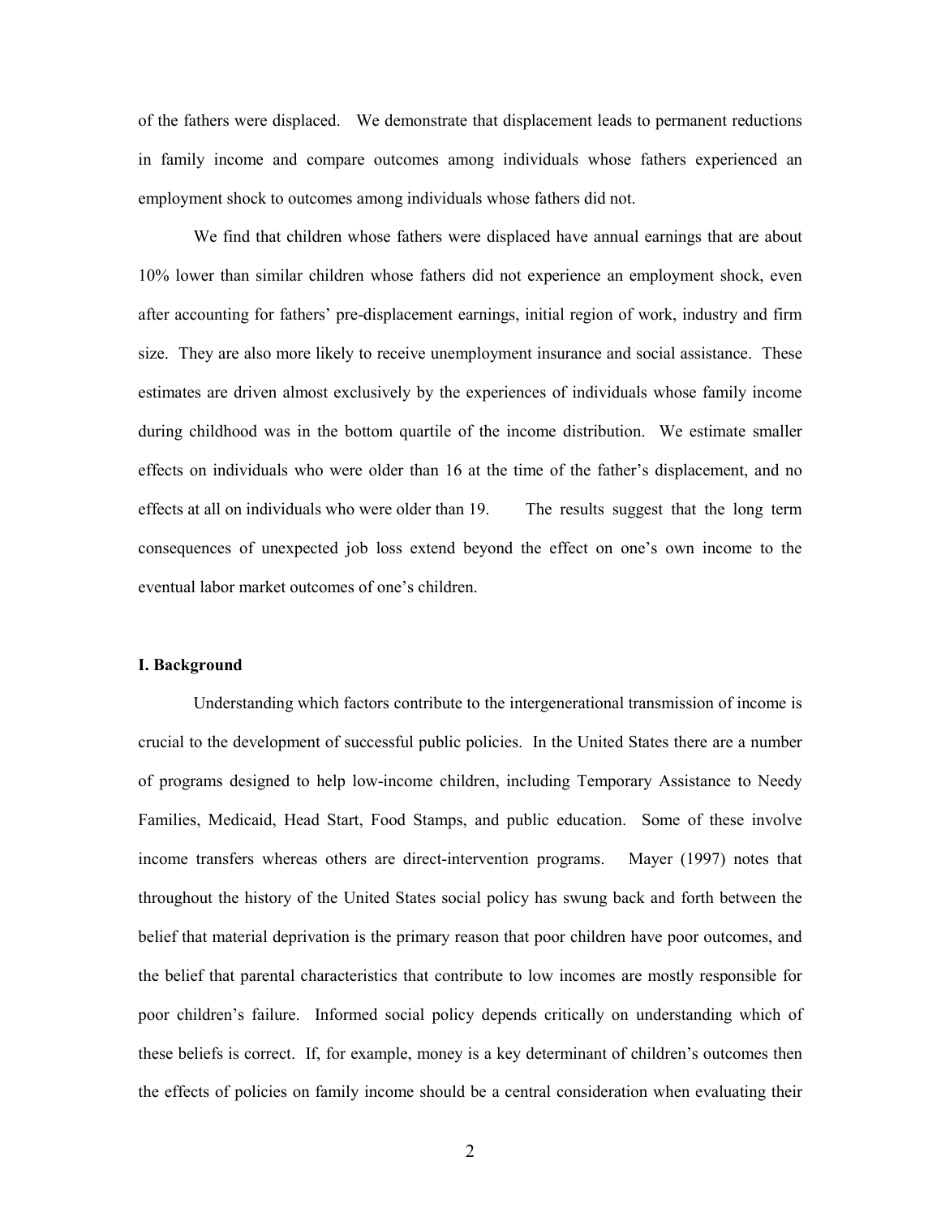of the fathers were displaced. We demonstrate that displacement leads to permanent reductions in family income and compare outcomes among individuals whose fathers experienced an employment shock to outcomes among individuals whose fathers did not.

We find that children whose fathers were displaced have annual earnings that are about 10% lower than similar children whose fathers did not experience an employment shock, even after accounting for fathers' pre-displacement earnings, initial region of work, industry and firm size. They are also more likely to receive unemployment insurance and social assistance. These estimates are driven almost exclusively by the experiences of individuals whose family income during childhood was in the bottom quartile of the income distribution. We estimate smaller effects on individuals who were older than 16 at the time of the father's displacement, and no effects at all on individuals who were older than 19. The results suggest that the long term consequences of unexpected job loss extend beyond the effect on one's own income to the eventual labor market outcomes of one's children.

## I. Background

Understanding which factors contribute to the intergenerational transmission of income is crucial to the development of successful public policies. In the United States there are a number of programs designed to help low-income children, including Temporary Assistance to Needy Families, Medicaid, Head Start, Food Stamps, and public education. Some of these involve income transfers whereas others are direct-intervention programs. Mayer (1997) notes that throughout the history of the United States social policy has swung back and forth between the belief that material deprivation is the primary reason that poor children have poor outcomes, and the belief that parental characteristics that contribute to low incomes are mostly responsible for poor children's failure. Informed social policy depends critically on understanding which of these beliefs is correct. If, for example, money is a key determinant of children's outcomes then the effects of policies on family income should be a central consideration when evaluating their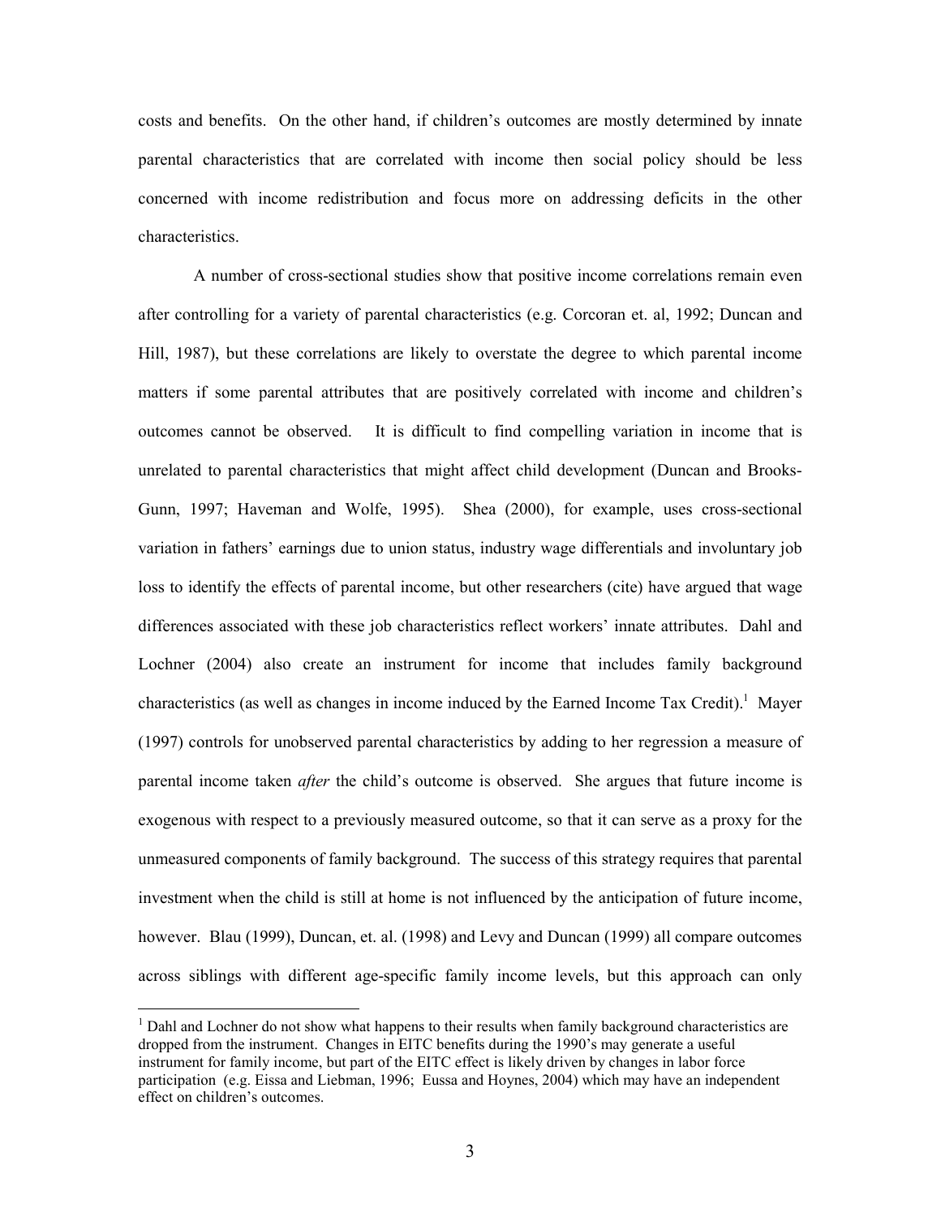costs and benefits. On the other hand, if children's outcomes are mostly determined by innate parental characteristics that are correlated with income then social policy should be less concerned with income redistribution and focus more on addressing deficits in the other characteristics.

A number of cross-sectional studies show that positive income correlations remain even after controlling for a variety of parental characteristics (e.g. Corcoran et. al, 1992; Duncan and Hill, 1987), but these correlations are likely to overstate the degree to which parental income matters if some parental attributes that are positively correlated with income and children's outcomes cannot be observed. It is difficult to find compelling variation in income that is unrelated to parental characteristics that might affect child development (Duncan and Brooks-Gunn, 1997; Haveman and Wolfe, 1995). Shea (2000), for example, uses cross-sectional variation in fathers' earnings due to union status, industry wage differentials and involuntary job loss to identify the effects of parental income, but other researchers (cite) have argued that wage differences associated with these job characteristics reflect workers' innate attributes. Dahl and Lochner (2004) also create an instrument for income that includes family background characteristics (as well as changes in income induced by the Earned Income Tax Credit).[1] Mayer (1997) controls for unobserved parental characteristics by adding to her regression a measure of parental income taken *after* the child's outcome is observed. She argues that future income is exogenous with respect to a previously measured outcome, so that it can serve as a proxy for the unmeasured components of family background. The success of this strategy requires that parental investment when the child is still at home is not influenced by the anticipation of future income, however. Blau (1999), Duncan, et. al. (1998) and Levy and Duncan (1999) all compare outcomes across siblings with different age-specific family income levels, but this approach can only

[1] Dahl and Lochner do not show what happens to their results when family background characteristics are dropped from the instrument. Changes in EITC benefits during the 1990's may generate a useful instrument for family income, but part of the EITC effect is likely driven by changes in labor force participation (e.g. Eissa and Liebman, 1996; Eussa and Hoynes, 2004) which may have an independent effect on children's outcomes.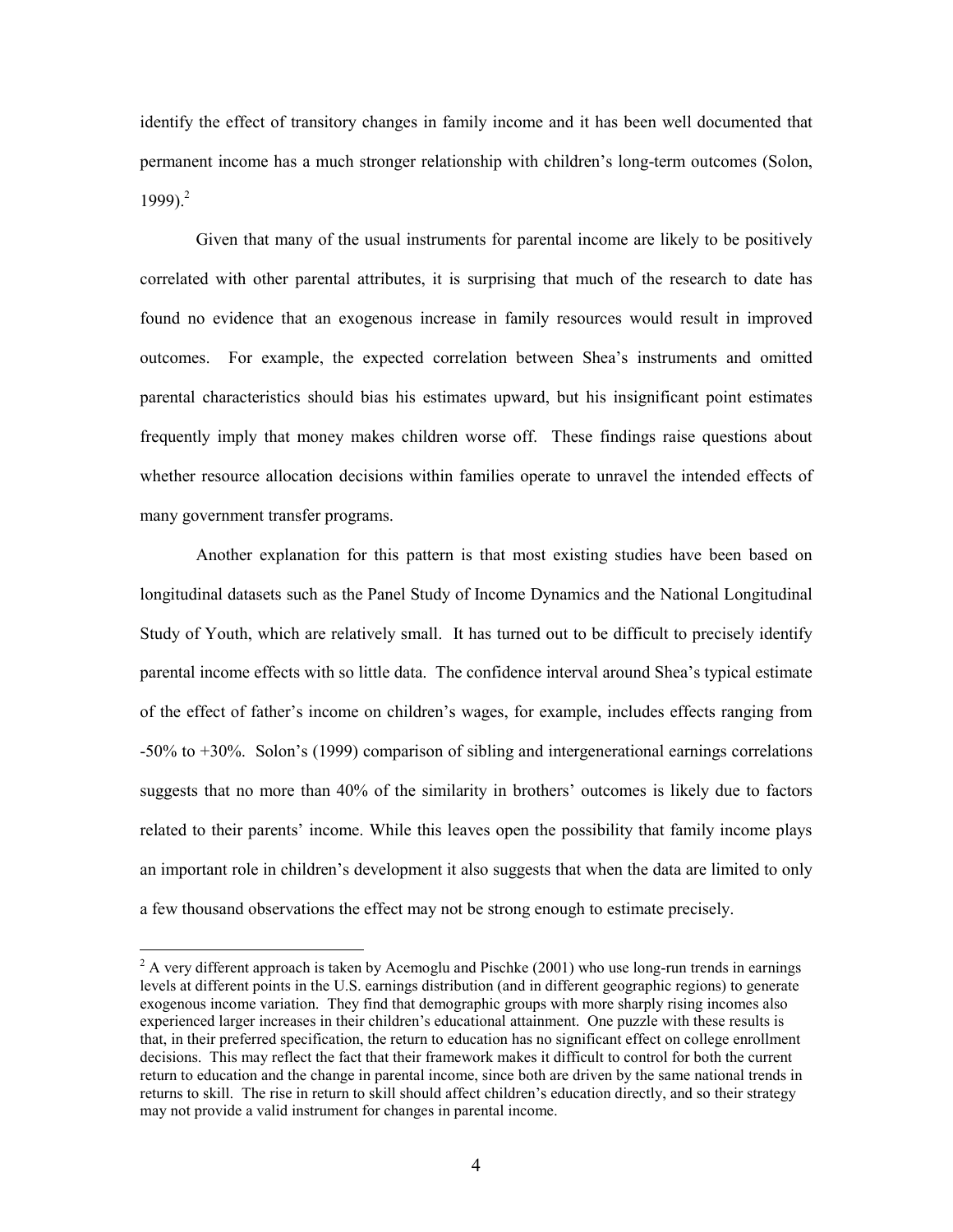identify the effect of transitory changes in family income and it has been well documented that permanent income has a much stronger relationship with children's long-term outcomes (Solon, 1999).[2]

Given that many of the usual instruments for parental income are likely to be positively correlated with other parental attributes, it is surprising that much of the research to date has found no evidence that an exogenous increase in family resources would result in improved outcomes. For example, the expected correlation between Shea's instruments and omitted parental characteristics should bias his estimates upward, but his insignificant point estimates frequently imply that money makes children worse off. These findings raise questions about whether resource allocation decisions within families operate to unravel the intended effects of many government transfer programs.

Another explanation for this pattern is that most existing studies have been based on longitudinal datasets such as the Panel Study of Income Dynamics and the National Longitudinal Study of Youth, which are relatively small. It has turned out to be difficult to precisely identify parental income effects with so little data. The confidence interval around Shea's typical estimate of the effect of father's income on children's wages, for example, includes effects ranging from -50% to +30%. Solon's (1999) comparison of sibling and intergenerational earnings correlations suggests that no more than 40% of the similarity in brothers' outcomes is likely due to factors related to their parents' income. While this leaves open the possibility that family income plays an important role in children's development it also suggests that when the data are limited to only a few thousand observations the effect may not be strong enough to estimate precisely.

[2] A very different approach is taken by Acemoglu and Pischke (2001) who use long-run trends in earnings levels at different points in the U.S. earnings distribution (and in different geographic regions) to generate exogenous income variation. They find that demographic groups with more sharply rising incomes also experienced larger increases in their children's educational attainment. One puzzle with these results is that, in their preferred specification, the return to education has no significant effect on college enrollment decisions. This may reflect the fact that their framework makes it difficult to control for both the current return to education and the change in parental income, since both are driven by the same national trends in returns to skill. The rise in return to skill should affect children's education directly, and so their strategy may not provide a valid instrument for changes in parental income.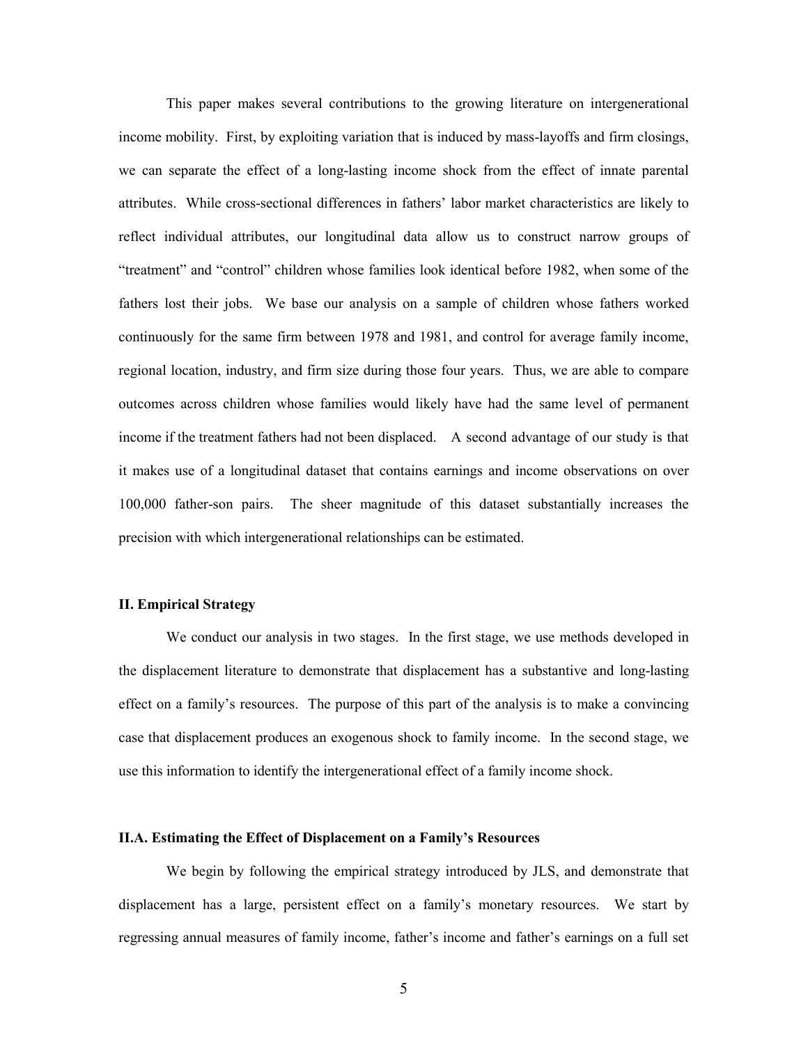This paper makes several contributions to the growing literature on intergenerational income mobility. First, by exploiting variation that is induced by mass-layoffs and firm closings, we can separate the effect of a long-lasting income shock from the effect of innate parental attributes. While cross-sectional differences in fathers' labor market characteristics are likely to reflect individual attributes, our longitudinal data allow us to construct narrow groups of "treatment" and "control" children whose families look identical before 1982, when some of the fathers lost their jobs. We base our analysis on a sample of children whose fathers worked continuously for the same firm between 1978 and 1981, and control for average family income, regional location, industry, and firm size during those four years. Thus, we are able to compare outcomes across children whose families would likely have had the same level of permanent income if the treatment fathers had not been displaced. A second advantage of our study is that it makes use of a longitudinal dataset that contains earnings and income observations on over 100,000 father-son pairs. The sheer magnitude of this dataset substantially increases the precision with which intergenerational relationships can be estimated.

## II. Empirical Strategy

We conduct our analysis in two stages. In the first stage, we use methods developed in the displacement literature to demonstrate that displacement has a substantive and long-lasting effect on a family's resources. The purpose of this part of the analysis is to make a convincing case that displacement produces an exogenous shock to family income. In the second stage, we use this information to identify the intergenerational effect of a family income shock.

### II.A. Estimating the Effect of Displacement on a Family's Resources

We begin by following the empirical strategy introduced by JLS, and demonstrate that displacement has a large, persistent effect on a family's monetary resources. We start by regressing annual measures of family income, father's income and father's earnings on a full set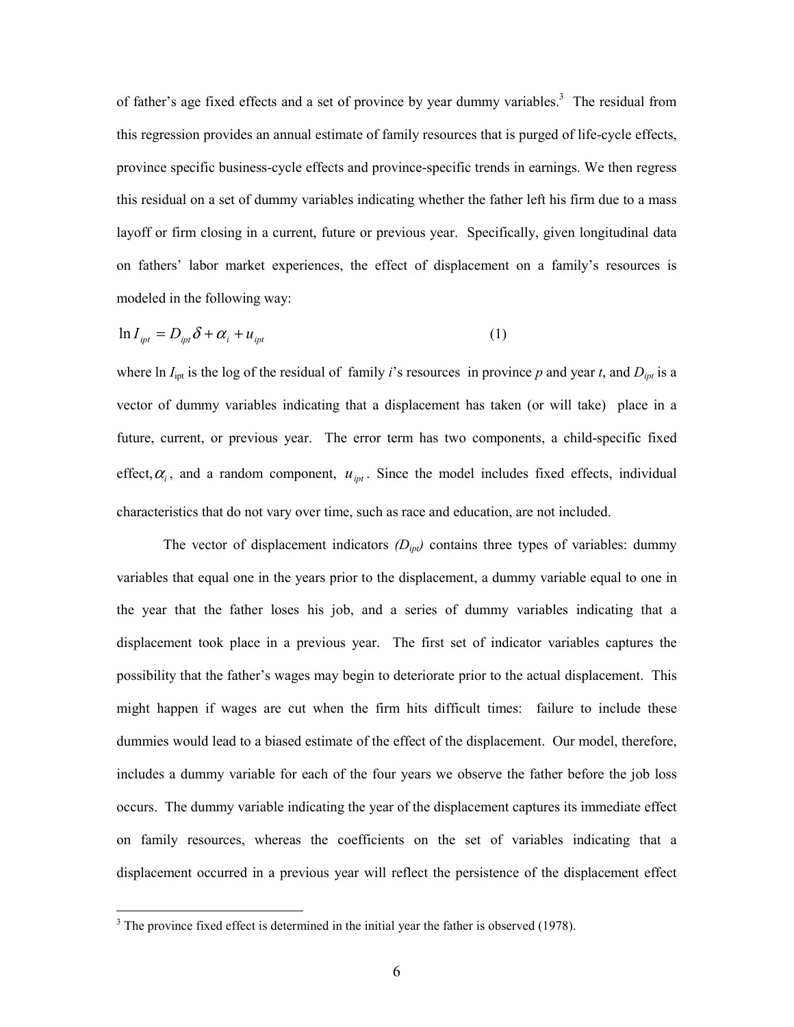of father's age fixed effects and a set of province by year dummy variables.[3] The residual from this regression provides an annual estimate of family resources that is purged of life-cycle effects, province specific business-cycle effects and province-specific trends in earnings. We then regress this residual on a set of dummy variables indicating whether the father left his firm due to a mass layoff or firm closing in a current, future or previous year. Specifically, given longitudinal data on fathers' labor market experiences, the effect of displacement on a family's resources is modeled in the following way:

$$\ln I_{ipt} = D_{ipt}\delta + \alpha_i + u_{ipt} \tag{1}$$

where $\ln I_{ipt}$ is the log of the residual of family $i$'s resources in province $p$ and year $t$, and $D_{ipt}$ is a vector of dummy variables indicating that a displacement has taken (or will take) place in a future, current, or previous year. The error term has two components, a child-specific fixed effect, $\alpha_i$, and a random component, $u_{ipt}$. Since the model includes fixed effects, individual characteristics that do not vary over time, such as race and education, are not included.

The vector of displacement indicators *($D_{ipt}$)* contains three types of variables: dummy variables that equal one in the years prior to the displacement, a dummy variable equal to one in the year that the father loses his job, and a series of dummy variables indicating that a displacement took place in a previous year. The first set of indicator variables captures the possibility that the father's wages may begin to deteriorate prior to the actual displacement. This might happen if wages are cut when the firm hits difficult times: failure to include these dummies would lead to a biased estimate of the effect of the displacement. Our model, therefore, includes a dummy variable for each of the four years we observe the father before the job loss occurs. The dummy variable indicating the year of the displacement captures its immediate effect on family resources, whereas the coefficients on the set of variables indicating that a displacement occurred in a previous year will reflect the persistence of the displacement effect

[3] The province fixed effect is determined in the initial year the father is observed (1978).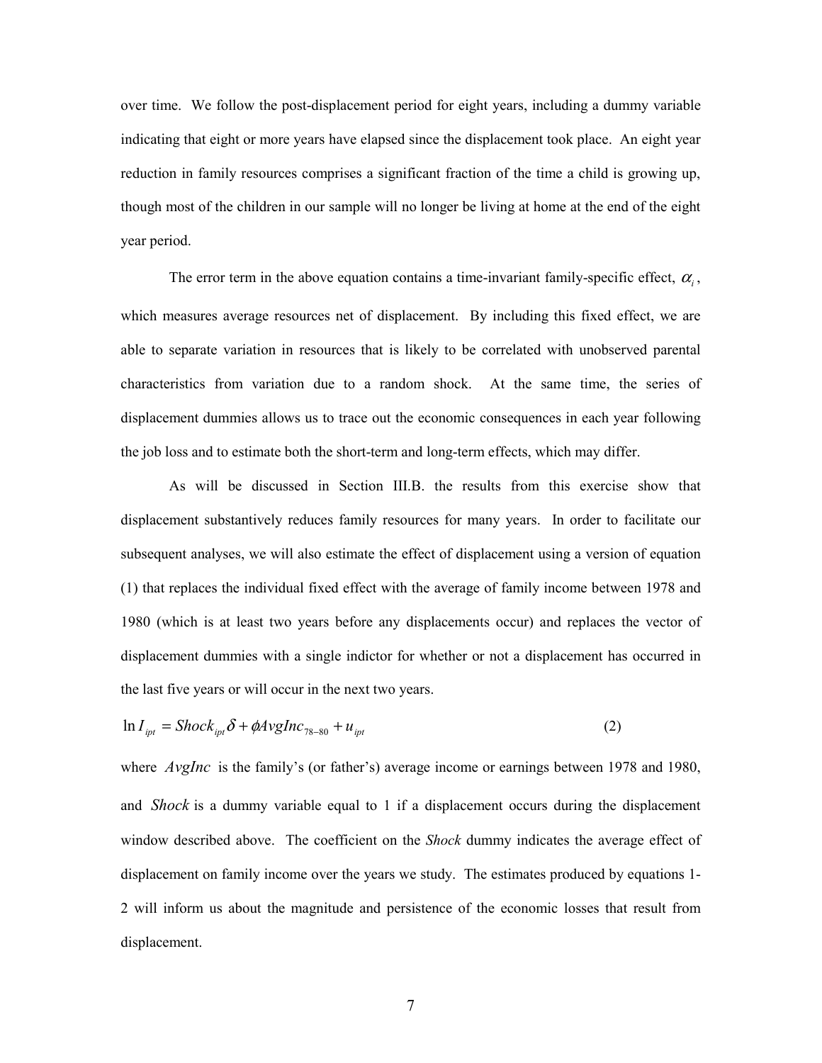over time. We follow the post-displacement period for eight years, including a dummy variable indicating that eight or more years have elapsed since the displacement took place. An eight year reduction in family resources comprises a significant fraction of the time a child is growing up, though most of the children in our sample will no longer be living at home at the end of the eight year period.

The error term in the above equation contains a time-invariant family-specific effect, $\alpha_i$, which measures average resources net of displacement. By including this fixed effect, we are able to separate variation in resources that is likely to be correlated with unobserved parental characteristics from variation due to a random shock. At the same time, the series of displacement dummies allows us to trace out the economic consequences in each year following the job loss and to estimate both the short-term and long-term effects, which may differ.

As will be discussed in Section III.B. the results from this exercise show that displacement substantively reduces family resources for many years. In order to facilitate our subsequent analyses, we will also estimate the effect of displacement using a version of equation (1) that replaces the individual fixed effect with the average of family income between 1978 and 1980 (which is at least two years before any displacements occur) and replaces the vector of displacement dummies with a single indictor for whether or not a displacement has occurred in the last five years or will occur in the next two years.

$$\ln I_{ipt} = Shock_{ipt}\delta + \phi AvgInc_{78-80} + u_{ipt} \tag{2}$$

where $AvgInc$ is the family's (or father's) average income or earnings between 1978 and 1980, and $Shock$ is a dummy variable equal to 1 if a displacement occurs during the displacement window described above. The coefficient on the *Shock* dummy indicates the average effect of displacement on family income over the years we study. The estimates produced by equations 1-2 will inform us about the magnitude and persistence of the economic losses that result from displacement.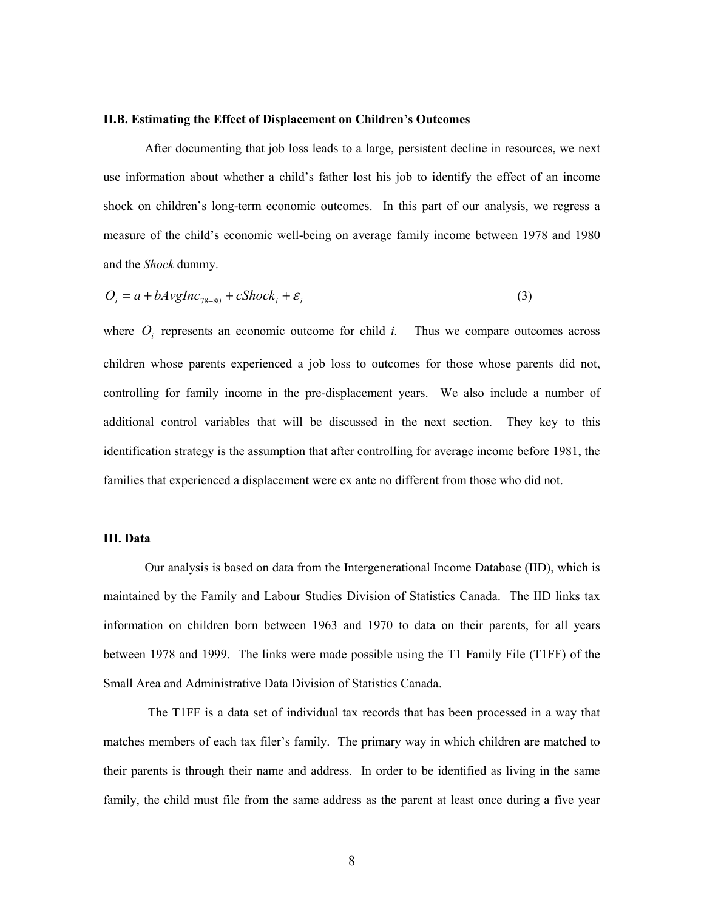### II.B. Estimating the Effect of Displacement on Children's Outcomes

After documenting that job loss leads to a large, persistent decline in resources, we next use information about whether a child's father lost his job to identify the effect of an income shock on children's long-term economic outcomes. In this part of our analysis, we regress a measure of the child's economic well-being on average family income between 1978 and 1980 and the *Shock* dummy.

$$O_i = a + bAvgInc_{78-80} + cShock_i + \varepsilon_i \tag{3}$$

where $O_i$ represents an economic outcome for child *i.* Thus we compare outcomes across children whose parents experienced a job loss to outcomes for those whose parents did not, controlling for family income in the pre-displacement years. We also include a number of additional control variables that will be discussed in the next section. They key to this identification strategy is the assumption that after controlling for average income before 1981, the families that experienced a displacement were ex ante no different from those who did not.

### III. Data

Our analysis is based on data from the Intergenerational Income Database (IID), which is maintained by the Family and Labour Studies Division of Statistics Canada. The IID links tax information on children born between 1963 and 1970 to data on their parents, for all years between 1978 and 1999. The links were made possible using the T1 Family File (T1FF) of the Small Area and Administrative Data Division of Statistics Canada.

The T1FF is a data set of individual tax records that has been processed in a way that matches members of each tax filer's family. The primary way in which children are matched to their parents is through their name and address. In order to be identified as living in the same family, the child must file from the same address as the parent at least once during a five year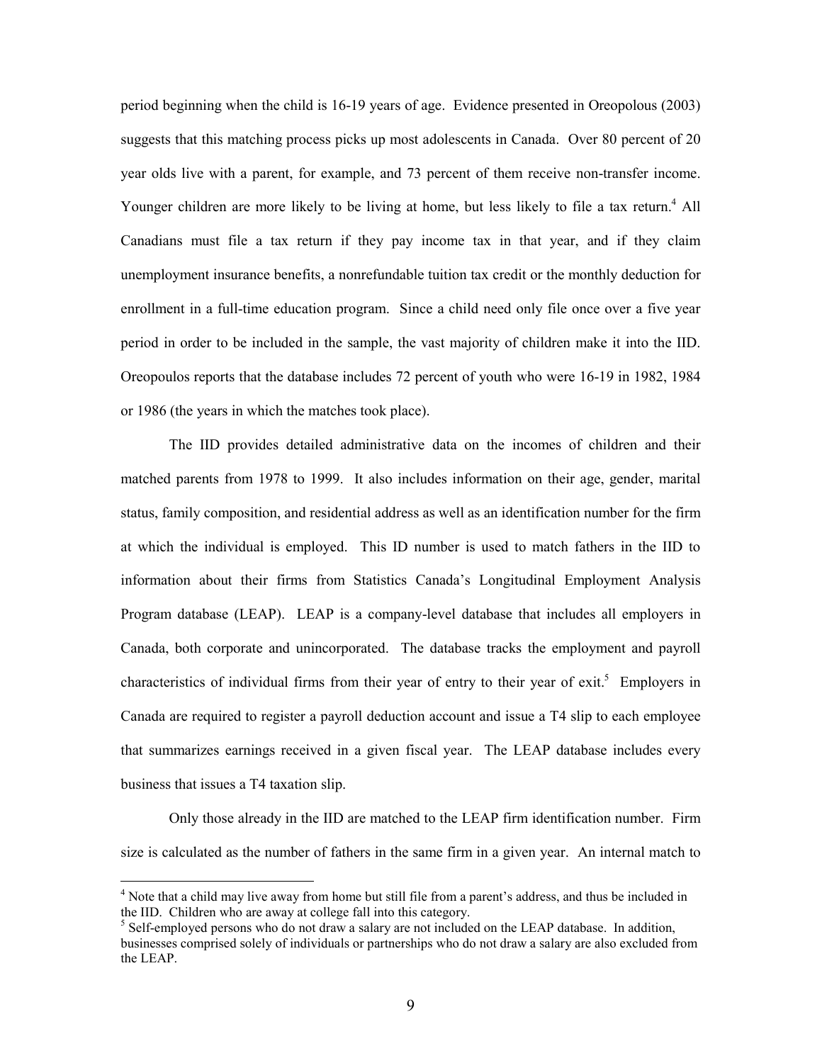period beginning when the child is 16-19 years of age. Evidence presented in Oreopolous (2003) suggests that this matching process picks up most adolescents in Canada. Over 80 percent of 20 year olds live with a parent, for example, and 73 percent of them receive non-transfer income. Younger children are more likely to be living at home, but less likely to file a tax return.[4] All Canadians must file a tax return if they pay income tax in that year, and if they claim unemployment insurance benefits, a nonrefundable tuition tax credit or the monthly deduction for enrollment in a full-time education program. Since a child need only file once over a five year period in order to be included in the sample, the vast majority of children make it into the IID. Oreopoulos reports that the database includes 72 percent of youth who were 16-19 in 1982, 1984 or 1986 (the years in which the matches took place).

The IID provides detailed administrative data on the incomes of children and their matched parents from 1978 to 1999. It also includes information on their age, gender, marital status, family composition, and residential address as well as an identification number for the firm at which the individual is employed. This ID number is used to match fathers in the IID to information about their firms from Statistics Canada's Longitudinal Employment Analysis Program database (LEAP). LEAP is a company-level database that includes all employers in Canada, both corporate and unincorporated. The database tracks the employment and payroll characteristics of individual firms from their year of entry to their year of exit.[5] Employers in Canada are required to register a payroll deduction account and issue a T4 slip to each employee that summarizes earnings received in a given fiscal year. The LEAP database includes every business that issues a T4 taxation slip.

Only those already in the IID are matched to the LEAP firm identification number. Firm size is calculated as the number of fathers in the same firm in a given year. An internal match to

---

[4] Note that a child may live away from home but still file from a parent's address, and thus be included in the IID. Children who are away at college fall into this category.

[5] Self-employed persons who do not draw a salary are not included on the LEAP database. In addition, businesses comprised solely of individuals or partnerships who do not draw a salary are also excluded from the LEAP.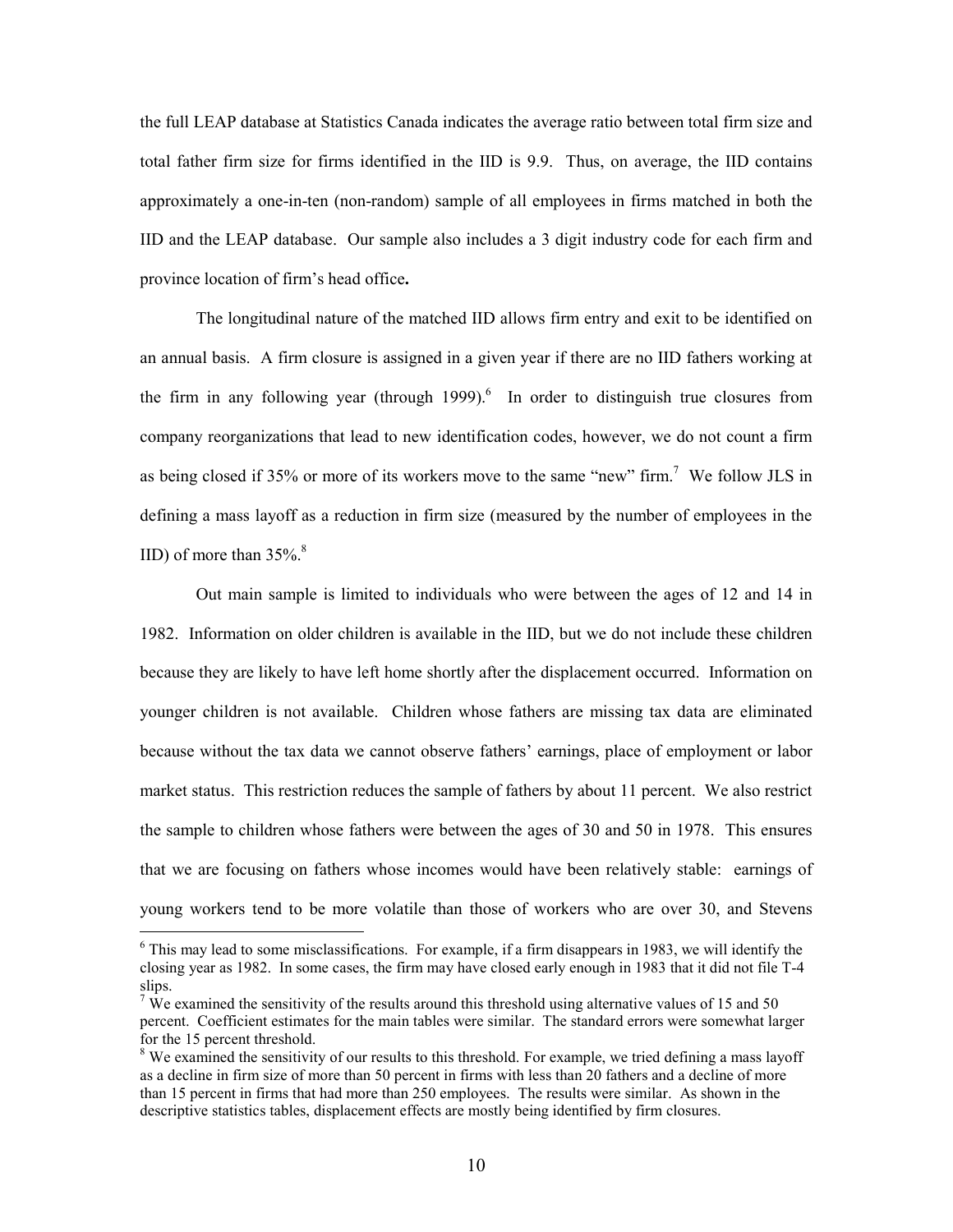the full LEAP database at Statistics Canada indicates the average ratio between total firm size and total father firm size for firms identified in the IID is 9.9. Thus, on average, the IID contains approximately a one-in-ten (non-random) sample of all employees in firms matched in both the IID and the LEAP database. Our sample also includes a 3 digit industry code for each firm and province location of firm's head office**.**

The longitudinal nature of the matched IID allows firm entry and exit to be identified on an annual basis. A firm closure is assigned in a given year if there are no IID fathers working at the firm in any following year (through 1999).[6] In order to distinguish true closures from company reorganizations that lead to new identification codes, however, we do not count a firm as being closed if 35% or more of its workers move to the same "new" firm.[7] We follow JLS in defining a mass layoff as a reduction in firm size (measured by the number of employees in the IID) of more than 35%.[8]

Out main sample is limited to individuals who were between the ages of 12 and 14 in 1982. Information on older children is available in the IID, but we do not include these children because they are likely to have left home shortly after the displacement occurred. Information on younger children is not available. Children whose fathers are missing tax data are eliminated because without the tax data we cannot observe fathers' earnings, place of employment or labor market status. This restriction reduces the sample of fathers by about 11 percent. We also restrict the sample to children whose fathers were between the ages of 30 and 50 in 1978. This ensures that we are focusing on fathers whose incomes would have been relatively stable: earnings of young workers tend to be more volatile than those of workers who are over 30, and Stevens

---

[6] This may lead to some misclassifications. For example, if a firm disappears in 1983, we will identify the closing year as 1982. In some cases, the firm may have closed early enough in 1983 that it did not file T-4 slips.

[7] We examined the sensitivity of the results around this threshold using alternative values of 15 and 50 percent. Coefficient estimates for the main tables were similar. The standard errors were somewhat larger for the 15 percent threshold.

[8] We examined the sensitivity of our results to this threshold. For example, we tried defining a mass layoff as a decline in firm size of more than 50 percent in firms with less than 20 fathers and a decline of more than 15 percent in firms that had more than 250 employees. The results were similar. As shown in the descriptive statistics tables, displacement effects are mostly being identified by firm closures.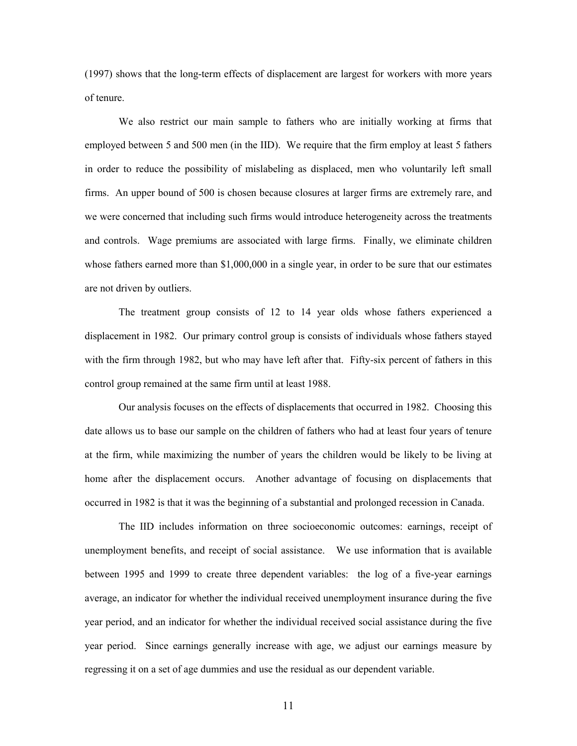(1997) shows that the long-term effects of displacement are largest for workers with more years of tenure.

We also restrict our main sample to fathers who are initially working at firms that employed between 5 and 500 men (in the IID). We require that the firm employ at least 5 fathers in order to reduce the possibility of mislabeling as displaced, men who voluntarily left small firms. An upper bound of 500 is chosen because closures at larger firms are extremely rare, and we were concerned that including such firms would introduce heterogeneity across the treatments and controls. Wage premiums are associated with large firms. Finally, we eliminate children whose fathers earned more than $1,000,000 in a single year, in order to be sure that our estimates are not driven by outliers.

The treatment group consists of 12 to 14 year olds whose fathers experienced a displacement in 1982. Our primary control group is consists of individuals whose fathers stayed with the firm through 1982, but who may have left after that. Fifty-six percent of fathers in this control group remained at the same firm until at least 1988.

Our analysis focuses on the effects of displacements that occurred in 1982. Choosing this date allows us to base our sample on the children of fathers who had at least four years of tenure at the firm, while maximizing the number of years the children would be likely to be living at home after the displacement occurs. Another advantage of focusing on displacements that occurred in 1982 is that it was the beginning of a substantial and prolonged recession in Canada.

The IID includes information on three socioeconomic outcomes: earnings, receipt of unemployment benefits, and receipt of social assistance. We use information that is available between 1995 and 1999 to create three dependent variables: the log of a five-year earnings average, an indicator for whether the individual received unemployment insurance during the five year period, and an indicator for whether the individual received social assistance during the five year period. Since earnings generally increase with age, we adjust our earnings measure by regressing it on a set of age dummies and use the residual as our dependent variable.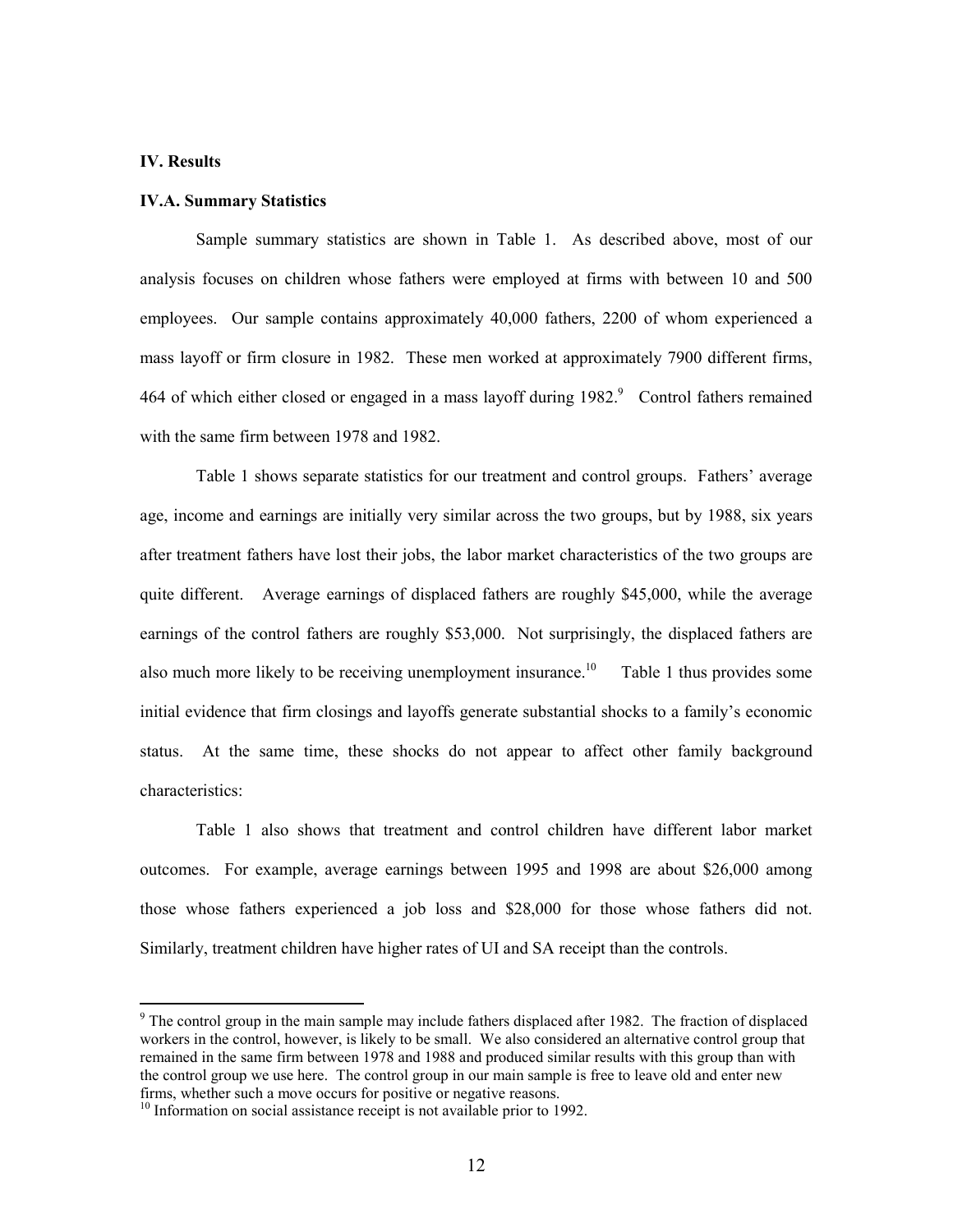## IV. Results

### IV.A. Summary Statistics

Sample summary statistics are shown in Table 1. As described above, most of our analysis focuses on children whose fathers were employed at firms with between 10 and 500 employees. Our sample contains approximately 40,000 fathers, 2200 of whom experienced a mass layoff or firm closure in 1982. These men worked at approximately 7900 different firms, 464 of which either closed or engaged in a mass layoff during 1982.[9] Control fathers remained with the same firm between 1978 and 1982.

Table 1 shows separate statistics for our treatment and control groups. Fathers' average age, income and earnings are initially very similar across the two groups, but by 1988, six years after treatment fathers have lost their jobs, the labor market characteristics of the two groups are quite different. Average earnings of displaced fathers are roughly $45,000, while the average earnings of the control fathers are roughly $53,000. Not surprisingly, the displaced fathers are also much more likely to be receiving unemployment insurance.[10] Table 1 thus provides some initial evidence that firm closings and layoffs generate substantial shocks to a family's economic status. At the same time, these shocks do not appear to affect other family background characteristics:

Table 1 also shows that treatment and control children have different labor market outcomes. For example, average earnings between 1995 and 1998 are about $26,000 among those whose fathers experienced a job loss and $28,000 for those whose fathers did not. Similarly, treatment children have higher rates of UI and SA receipt than the controls.

[9] The control group in the main sample may include fathers displaced after 1982. The fraction of displaced workers in the control, however, is likely to be small. We also considered an alternative control group that remained in the same firm between 1978 and 1988 and produced similar results with this group than with the control group we use here. The control group in our main sample is free to leave old and enter new firms, whether such a move occurs for positive or negative reasons.

[10] Information on social assistance receipt is not available prior to 1992.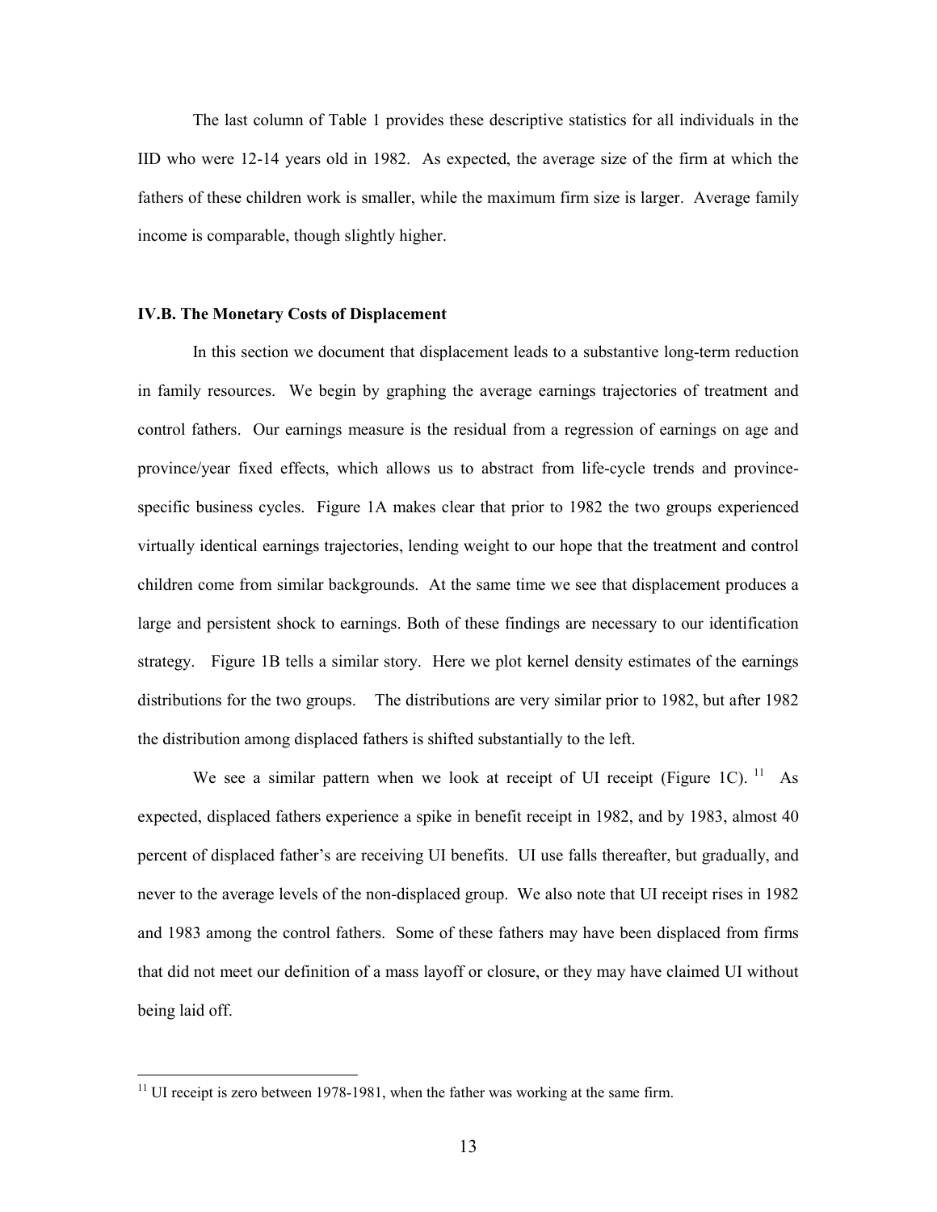The last column of Table 1 provides these descriptive statistics for all individuals in the IID who were 12-14 years old in 1982. As expected, the average size of the firm at which the fathers of these children work is smaller, while the maximum firm size is larger. Average family income is comparable, though slightly higher.

### IV.B. The Monetary Costs of Displacement

In this section we document that displacement leads to a substantive long-term reduction in family resources. We begin by graphing the average earnings trajectories of treatment and control fathers. Our earnings measure is the residual from a regression of earnings on age and province/year fixed effects, which allows us to abstract from life-cycle trends and province-specific business cycles. Figure 1A makes clear that prior to 1982 the two groups experienced virtually identical earnings trajectories, lending weight to our hope that the treatment and control children come from similar backgrounds. At the same time we see that displacement produces a large and persistent shock to earnings. Both of these findings are necessary to our identification strategy. Figure 1B tells a similar story. Here we plot kernel density estimates of the earnings distributions for the two groups. The distributions are very similar prior to 1982, but after 1982 the distribution among displaced fathers is shifted substantially to the left.

We see a similar pattern when we look at receipt of UI receipt (Figure 1C).[11] As expected, displaced fathers experience a spike in benefit receipt in 1982, and by 1983, almost 40 percent of displaced father's are receiving UI benefits. UI use falls thereafter, but gradually, and never to the average levels of the non-displaced group. We also note that UI receipt rises in 1982 and 1983 among the control fathers. Some of these fathers may have been displaced from firms that did not meet our definition of a mass layoff or closure, or they may have claimed UI without being laid off.

[11] UI receipt is zero between 1978-1981, when the father was working at the same firm.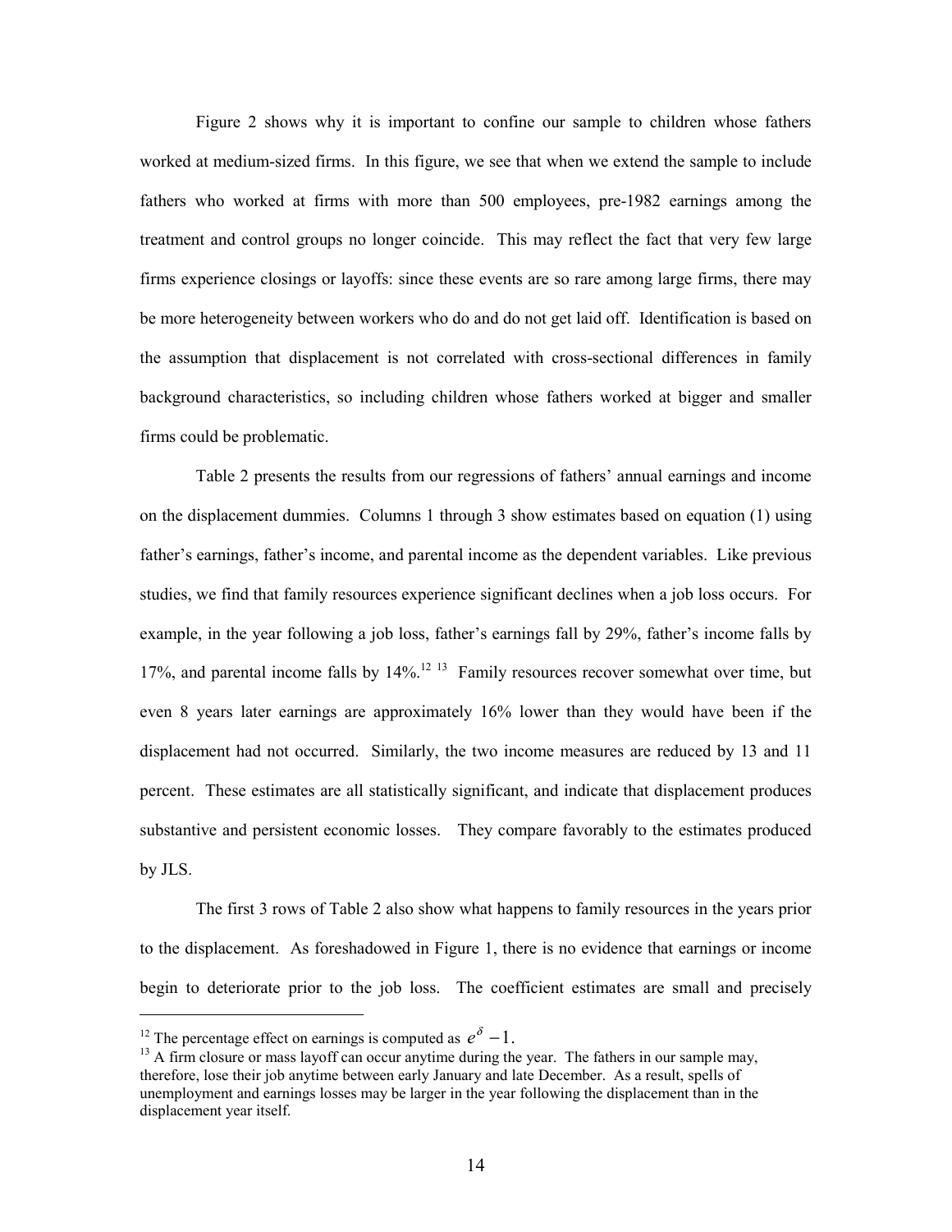Figure 2 shows why it is important to confine our sample to children whose fathers worked at medium-sized firms. In this figure, we see that when we extend the sample to include fathers who worked at firms with more than 500 employees, pre-1982 earnings among the treatment and control groups no longer coincide. This may reflect the fact that very few large firms experience closings or layoffs: since these events are so rare among large firms, there may be more heterogeneity between workers who do and do not get laid off. Identification is based on the assumption that displacement is not correlated with cross-sectional differences in family background characteristics, so including children whose fathers worked at bigger and smaller firms could be problematic.

Table 2 presents the results from our regressions of fathers' annual earnings and income on the displacement dummies. Columns 1 through 3 show estimates based on equation (1) using father's earnings, father's income, and parental income as the dependent variables. Like previous studies, we find that family resources experience significant declines when a job loss occurs. For example, in the year following a job loss, father's earnings fall by 29%, father's income falls by 17%, and parental income falls by 14%.[12] [13] Family resources recover somewhat over time, but even 8 years later earnings are approximately 16% lower than they would have been if the displacement had not occurred. Similarly, the two income measures are reduced by 13 and 11 percent. These estimates are all statistically significant, and indicate that displacement produces substantive and persistent economic losses. They compare favorably to the estimates produced by JLS.

The first 3 rows of Table 2 also show what happens to family resources in the years prior to the displacement. As foreshadowed in Figure 1, there is no evidence that earnings or income begin to deteriorate prior to the job loss. The coefficient estimates are small and precisely

---

[12] The percentage effect on earnings is computed as $e^{\delta} - 1$.

[13] A firm closure or mass layoff can occur anytime during the year. The fathers in our sample may, therefore, lose their job anytime between early January and late December. As a result, spells of unemployment and earnings losses may be larger in the year following the displacement than in the displacement year itself.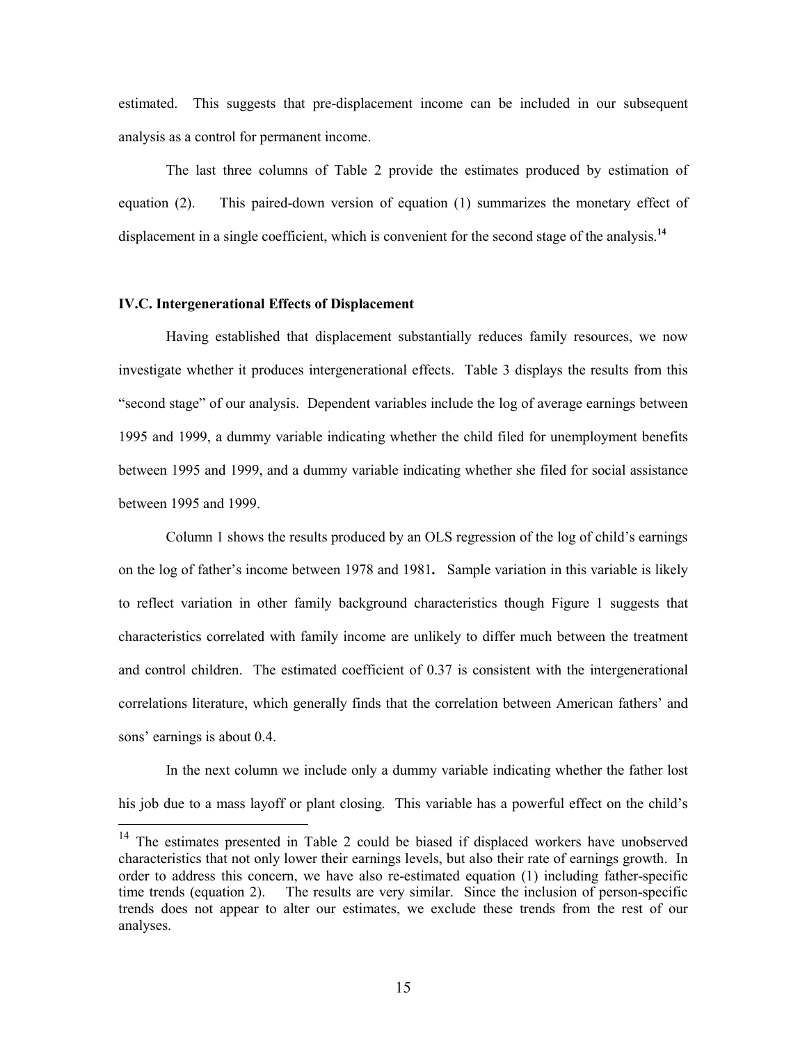estimated. This suggests that pre-displacement income can be included in our subsequent analysis as a control for permanent income.

The last three columns of Table 2 provide the estimates produced by estimation of equation (2). This paired-down version of equation (1) summarizes the monetary effect of displacement in a single coefficient, which is convenient for the second stage of the analysis.[14]

### IV.C. Intergenerational Effects of Displacement

Having established that displacement substantially reduces family resources, we now investigate whether it produces intergenerational effects. Table 3 displays the results from this "second stage" of our analysis. Dependent variables include the log of average earnings between 1995 and 1999, a dummy variable indicating whether the child filed for unemployment benefits between 1995 and 1999, and a dummy variable indicating whether she filed for social assistance between 1995 and 1999.

Column 1 shows the results produced by an OLS regression of the log of child's earnings on the log of father's income between 1978 and 1981**.** Sample variation in this variable is likely to reflect variation in other family background characteristics though Figure 1 suggests that characteristics correlated with family income are unlikely to differ much between the treatment and control children. The estimated coefficient of 0.37 is consistent with the intergenerational correlations literature, which generally finds that the correlation between American fathers' and sons' earnings is about 0.4.

In the next column we include only a dummy variable indicating whether the father lost his job due to a mass layoff or plant closing. This variable has a powerful effect on the child's

---

[14] The estimates presented in Table 2 could be biased if displaced workers have unobserved characteristics that not only lower their earnings levels, but also their rate of earnings growth. In order to address this concern, we have also re-estimated equation (1) including father-specific time trends (equation 2). The results are very similar. Since the inclusion of person-specific trends does not appear to alter our estimates, we exclude these trends from the rest of our analyses.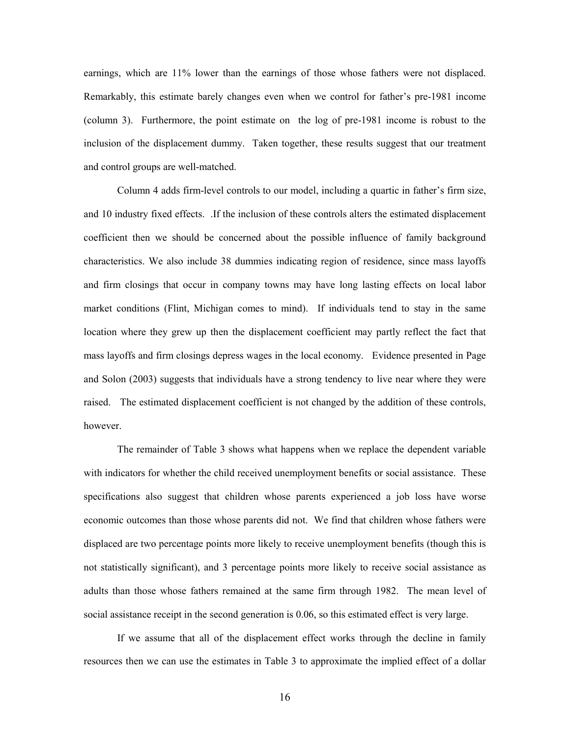earnings, which are 11% lower than the earnings of those whose fathers were not displaced. Remarkably, this estimate barely changes even when we control for father's pre-1981 income (column 3). Furthermore, the point estimate on the log of pre-1981 income is robust to the inclusion of the displacement dummy. Taken together, these results suggest that our treatment and control groups are well-matched.

Column 4 adds firm-level controls to our model, including a quartic in father's firm size, and 10 industry fixed effects. .If the inclusion of these controls alters the estimated displacement coefficient then we should be concerned about the possible influence of family background characteristics. We also include 38 dummies indicating region of residence, since mass layoffs and firm closings that occur in company towns may have long lasting effects on local labor market conditions (Flint, Michigan comes to mind). If individuals tend to stay in the same location where they grew up then the displacement coefficient may partly reflect the fact that mass layoffs and firm closings depress wages in the local economy. Evidence presented in Page and Solon (2003) suggests that individuals have a strong tendency to live near where they were raised. The estimated displacement coefficient is not changed by the addition of these controls, however.

The remainder of Table 3 shows what happens when we replace the dependent variable with indicators for whether the child received unemployment benefits or social assistance. These specifications also suggest that children whose parents experienced a job loss have worse economic outcomes than those whose parents did not. We find that children whose fathers were displaced are two percentage points more likely to receive unemployment benefits (though this is not statistically significant), and 3 percentage points more likely to receive social assistance as adults than those whose fathers remained at the same firm through 1982. The mean level of social assistance receipt in the second generation is 0.06, so this estimated effect is very large.

If we assume that all of the displacement effect works through the decline in family resources then we can use the estimates in Table 3 to approximate the implied effect of a dollar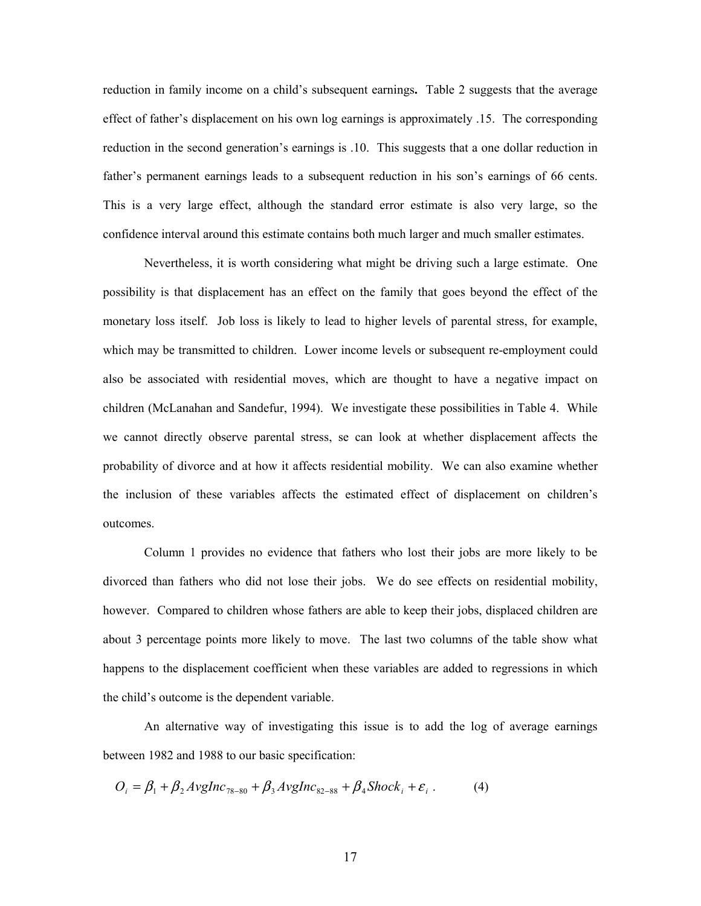reduction in family income on a child's subsequent earnings**.** Table 2 suggests that the average effect of father's displacement on his own log earnings is approximately .15. The corresponding reduction in the second generation's earnings is .10. This suggests that a one dollar reduction in father's permanent earnings leads to a subsequent reduction in his son's earnings of 66 cents. This is a very large effect, although the standard error estimate is also very large, so the confidence interval around this estimate contains both much larger and much smaller estimates.

Nevertheless, it is worth considering what might be driving such a large estimate. One possibility is that displacement has an effect on the family that goes beyond the effect of the monetary loss itself. Job loss is likely to lead to higher levels of parental stress, for example, which may be transmitted to children. Lower income levels or subsequent re-employment could also be associated with residential moves, which are thought to have a negative impact on children (McLanahan and Sandefur, 1994). We investigate these possibilities in Table 4. While we cannot directly observe parental stress, se can look at whether displacement affects the probability of divorce and at how it affects residential mobility. We can also examine whether the inclusion of these variables affects the estimated effect of displacement on children's outcomes.

Column 1 provides no evidence that fathers who lost their jobs are more likely to be divorced than fathers who did not lose their jobs. We do see effects on residential mobility, however. Compared to children whose fathers are able to keep their jobs, displaced children are about 3 percentage points more likely to move. The last two columns of the table show what happens to the displacement coefficient when these variables are added to regressions in which the child's outcome is the dependent variable.

An alternative way of investigating this issue is to add the log of average earnings between 1982 and 1988 to our basic specification:

$$O_i = \beta_1 + \beta_2 AvgInc_{78-80} + \beta_3 AvgInc_{82-88} + \beta_4 Shock_i + \varepsilon_i \,. \qquad (4)$$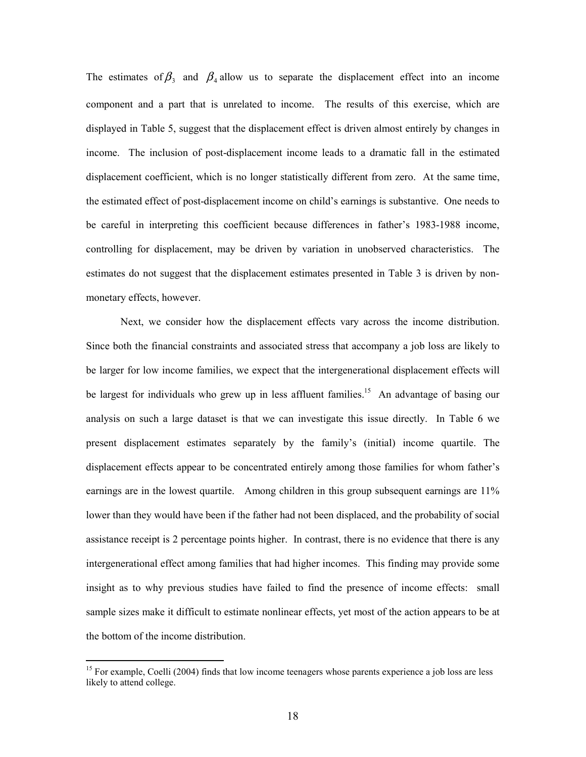The estimates of $\beta_3$ and $\beta_4$ allow us to separate the displacement effect into an income component and a part that is unrelated to income. The results of this exercise, which are displayed in Table 5, suggest that the displacement effect is driven almost entirely by changes in income. The inclusion of post-displacement income leads to a dramatic fall in the estimated displacement coefficient, which is no longer statistically different from zero. At the same time, the estimated effect of post-displacement income on child's earnings is substantive. One needs to be careful in interpreting this coefficient because differences in father's 1983-1988 income, controlling for displacement, may be driven by variation in unobserved characteristics. The estimates do not suggest that the displacement estimates presented in Table 3 is driven by non-monetary effects, however.

Next, we consider how the displacement effects vary across the income distribution. Since both the financial constraints and associated stress that accompany a job loss are likely to be larger for low income families, we expect that the intergenerational displacement effects will be largest for individuals who grew up in less affluent families.[15] An advantage of basing our analysis on such a large dataset is that we can investigate this issue directly. In Table 6 we present displacement estimates separately by the family's (initial) income quartile. The displacement effects appear to be concentrated entirely among those families for whom father's earnings are in the lowest quartile. Among children in this group subsequent earnings are 11% lower than they would have been if the father had not been displaced, and the probability of social assistance receipt is 2 percentage points higher. In contrast, there is no evidence that there is any intergenerational effect among families that had higher incomes. This finding may provide some insight as to why previous studies have failed to find the presence of income effects: small sample sizes make it difficult to estimate nonlinear effects, yet most of the action appears to be at the bottom of the income distribution.

[15] For example, Coelli (2004) finds that low income teenagers whose parents experience a job loss are less likely to attend college.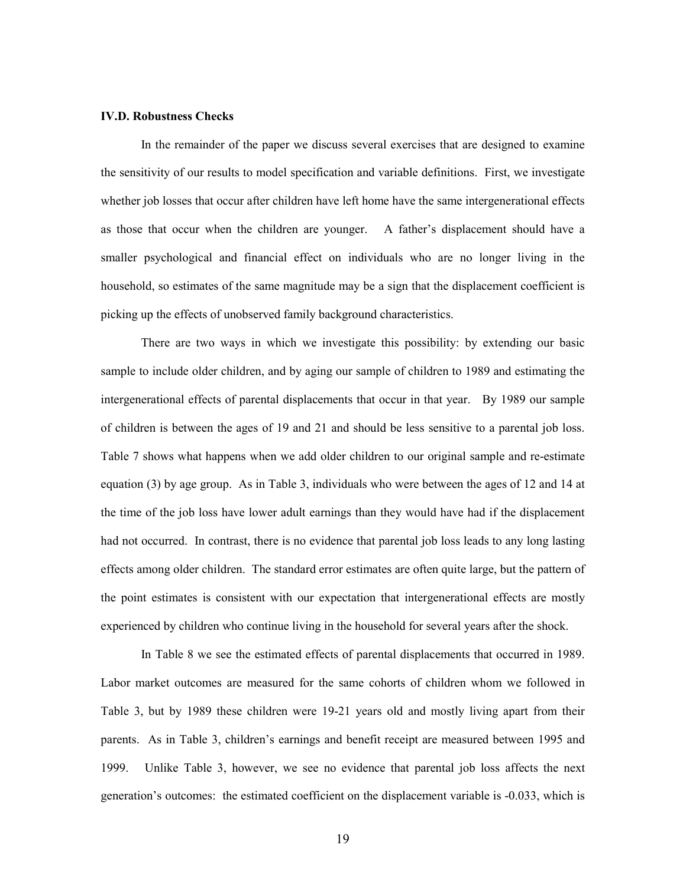### IV.D. Robustness Checks

In the remainder of the paper we discuss several exercises that are designed to examine the sensitivity of our results to model specification and variable definitions. First, we investigate whether job losses that occur after children have left home have the same intergenerational effects as those that occur when the children are younger. A father's displacement should have a smaller psychological and financial effect on individuals who are no longer living in the household, so estimates of the same magnitude may be a sign that the displacement coefficient is picking up the effects of unobserved family background characteristics.

There are two ways in which we investigate this possibility: by extending our basic sample to include older children, and by aging our sample of children to 1989 and estimating the intergenerational effects of parental displacements that occur in that year. By 1989 our sample of children is between the ages of 19 and 21 and should be less sensitive to a parental job loss. Table 7 shows what happens when we add older children to our original sample and re-estimate equation (3) by age group. As in Table 3, individuals who were between the ages of 12 and 14 at the time of the job loss have lower adult earnings than they would have had if the displacement had not occurred. In contrast, there is no evidence that parental job loss leads to any long lasting effects among older children. The standard error estimates are often quite large, but the pattern of the point estimates is consistent with our expectation that intergenerational effects are mostly experienced by children who continue living in the household for several years after the shock.

In Table 8 we see the estimated effects of parental displacements that occurred in 1989. Labor market outcomes are measured for the same cohorts of children whom we followed in Table 3, but by 1989 these children were 19-21 years old and mostly living apart from their parents. As in Table 3, children's earnings and benefit receipt are measured between 1995 and 1999. Unlike Table 3, however, we see no evidence that parental job loss affects the next generation's outcomes: the estimated coefficient on the displacement variable is -0.033, which is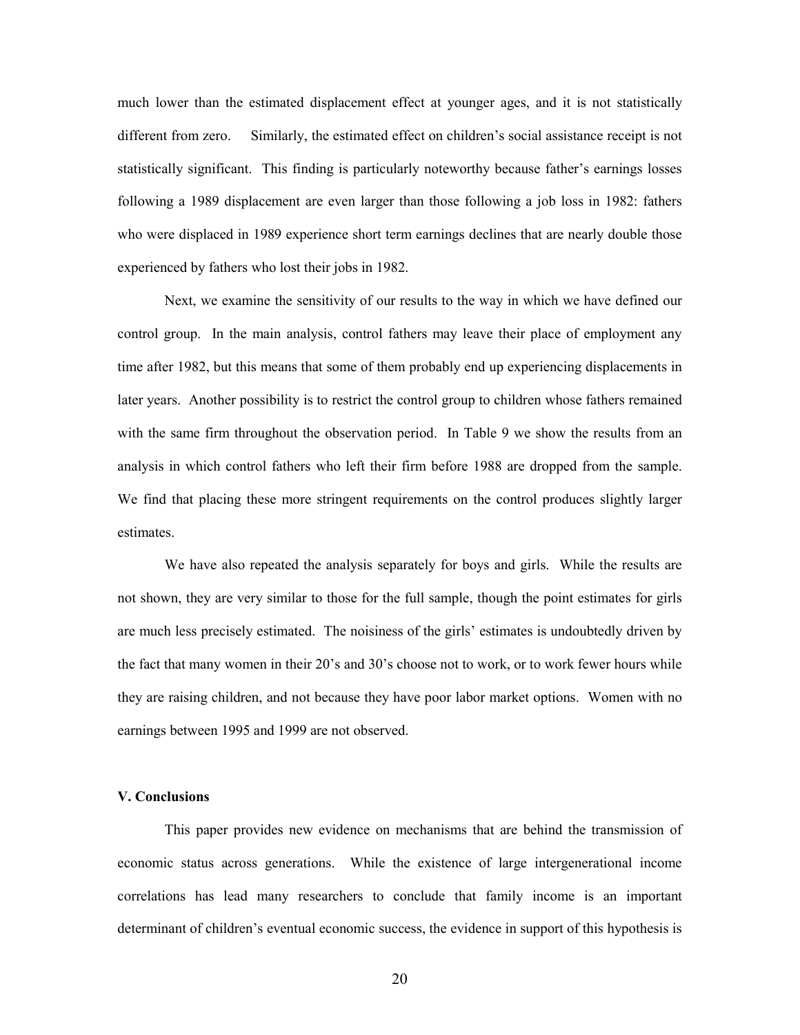much lower than the estimated displacement effect at younger ages, and it is not statistically different from zero. Similarly, the estimated effect on children's social assistance receipt is not statistically significant. This finding is particularly noteworthy because father's earnings losses following a 1989 displacement are even larger than those following a job loss in 1982: fathers who were displaced in 1989 experience short term earnings declines that are nearly double those experienced by fathers who lost their jobs in 1982.

Next, we examine the sensitivity of our results to the way in which we have defined our control group. In the main analysis, control fathers may leave their place of employment any time after 1982, but this means that some of them probably end up experiencing displacements in later years. Another possibility is to restrict the control group to children whose fathers remained with the same firm throughout the observation period. In Table 9 we show the results from an analysis in which control fathers who left their firm before 1988 are dropped from the sample. We find that placing these more stringent requirements on the control produces slightly larger estimates.

We have also repeated the analysis separately for boys and girls. While the results are not shown, they are very similar to those for the full sample, though the point estimates for girls are much less precisely estimated. The noisiness of the girls' estimates is undoubtedly driven by the fact that many women in their 20's and 30's choose not to work, or to work fewer hours while they are raising children, and not because they have poor labor market options. Women with no earnings between 1995 and 1999 are not observed.

## V. Conclusions

This paper provides new evidence on mechanisms that are behind the transmission of economic status across generations. While the existence of large intergenerational income correlations has lead many researchers to conclude that family income is an important determinant of children's eventual economic success, the evidence in support of this hypothesis is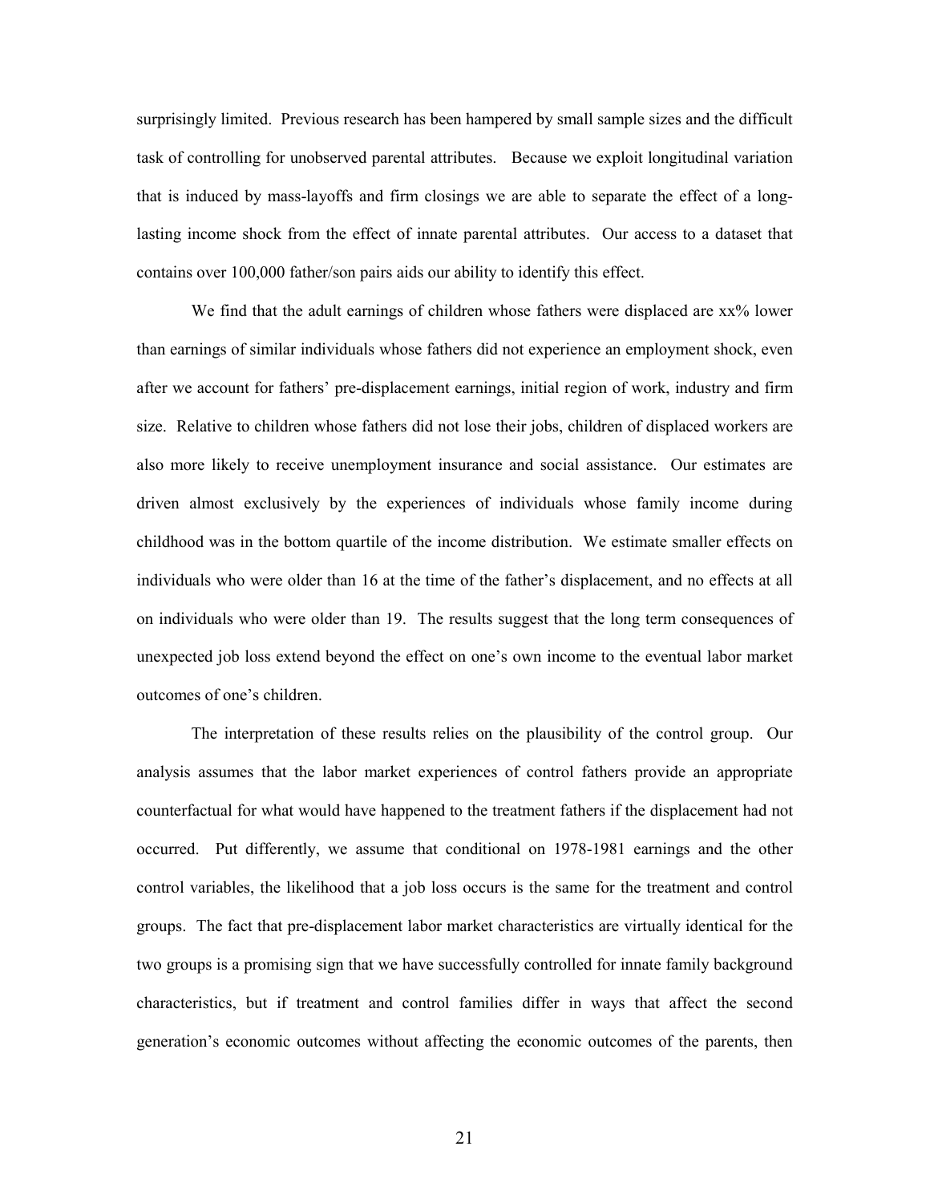surprisingly limited. Previous research has been hampered by small sample sizes and the difficult task of controlling for unobserved parental attributes. Because we exploit longitudinal variation that is induced by mass-layoffs and firm closings we are able to separate the effect of a long-lasting income shock from the effect of innate parental attributes. Our access to a dataset that contains over 100,000 father/son pairs aids our ability to identify this effect.

We find that the adult earnings of children whose fathers were displaced are xx% lower than earnings of similar individuals whose fathers did not experience an employment shock, even after we account for fathers' pre-displacement earnings, initial region of work, industry and firm size. Relative to children whose fathers did not lose their jobs, children of displaced workers are also more likely to receive unemployment insurance and social assistance. Our estimates are driven almost exclusively by the experiences of individuals whose family income during childhood was in the bottom quartile of the income distribution. We estimate smaller effects on individuals who were older than 16 at the time of the father's displacement, and no effects at all on individuals who were older than 19. The results suggest that the long term consequences of unexpected job loss extend beyond the effect on one's own income to the eventual labor market outcomes of one's children.

The interpretation of these results relies on the plausibility of the control group. Our analysis assumes that the labor market experiences of control fathers provide an appropriate counterfactual for what would have happened to the treatment fathers if the displacement had not occurred. Put differently, we assume that conditional on 1978-1981 earnings and the other control variables, the likelihood that a job loss occurs is the same for the treatment and control groups. The fact that pre-displacement labor market characteristics are virtually identical for the two groups is a promising sign that we have successfully controlled for innate family background characteristics, but if treatment and control families differ in ways that affect the second generation's economic outcomes without affecting the economic outcomes of the parents, then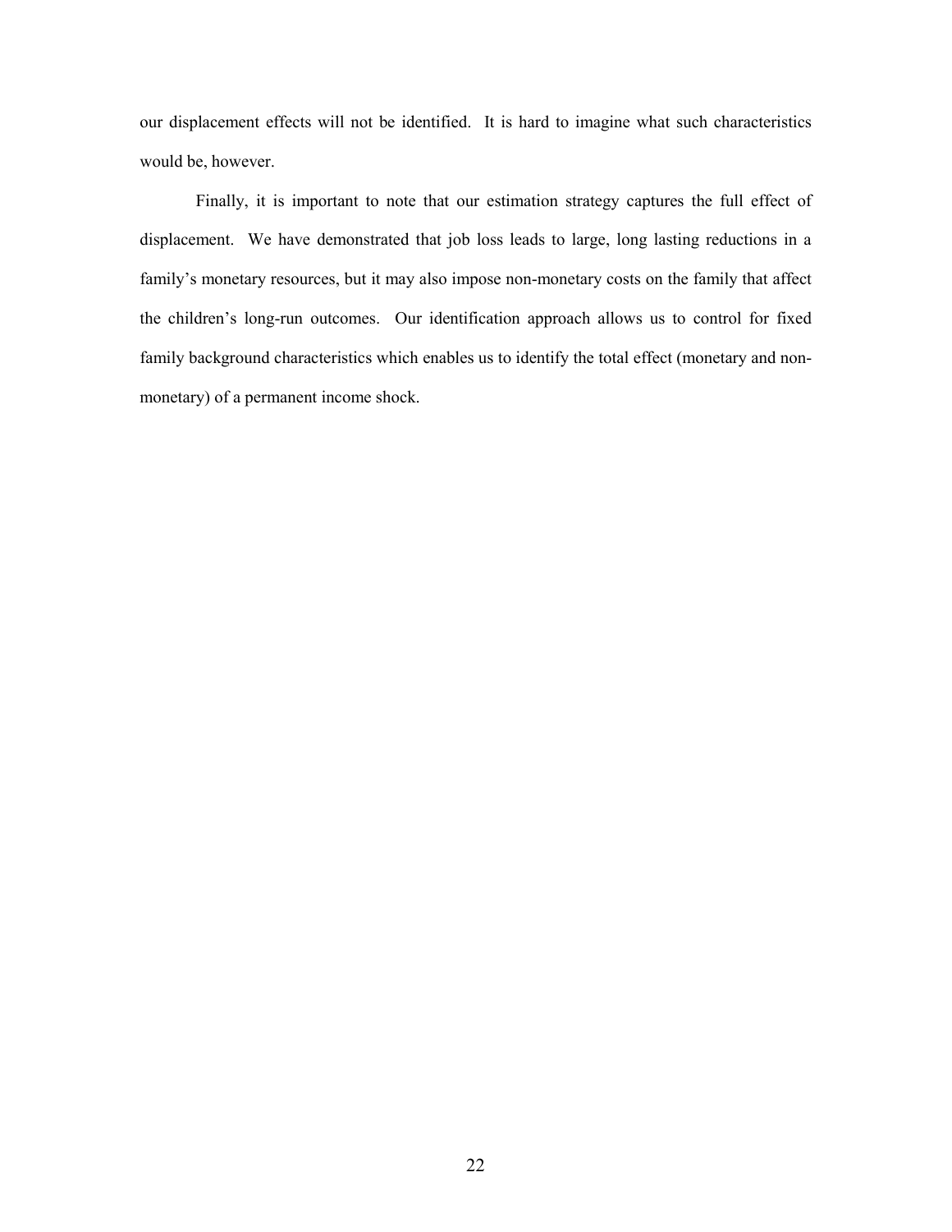our displacement effects will not be identified. It is hard to imagine what such characteristics would be, however.

Finally, it is important to note that our estimation strategy captures the full effect of displacement. We have demonstrated that job loss leads to large, long lasting reductions in a family's monetary resources, but it may also impose non-monetary costs on the family that affect the children's long-run outcomes. Our identification approach allows us to control for fixed family background characteristics which enables us to identify the total effect (monetary and non-monetary) of a permanent income shock.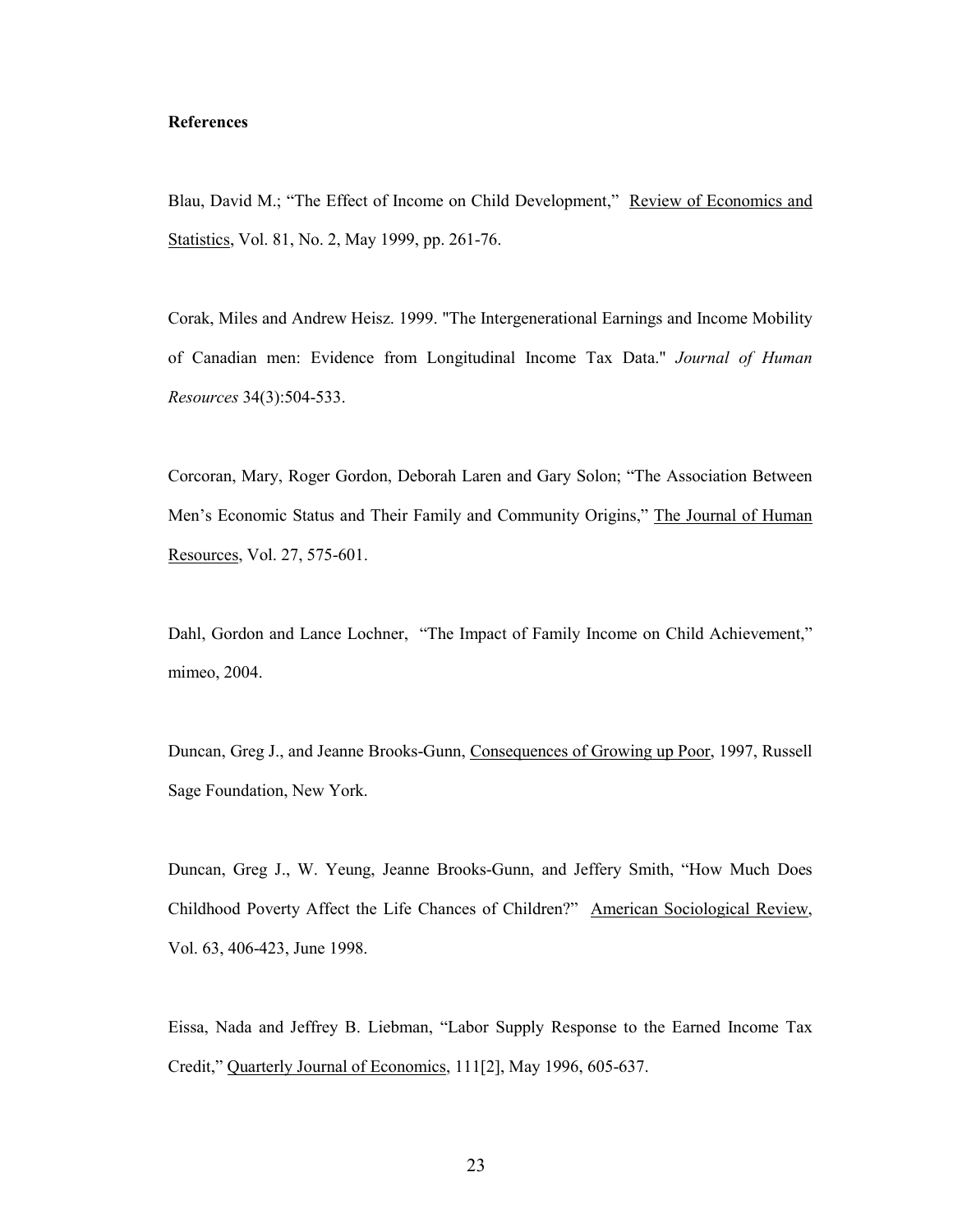**References**

Blau, David M.; "The Effect of Income on Child Development," Review of Economics and Statistics, Vol. 81, No. 2, May 1999, pp. 261-76.

Corak, Miles and Andrew Heisz. 1999. "The Intergenerational Earnings and Income Mobility of Canadian men: Evidence from Longitudinal Income Tax Data." *Journal of Human Resources* 34(3):504-533.

Corcoran, Mary, Roger Gordon, Deborah Laren and Gary Solon; "The Association Between Men's Economic Status and Their Family and Community Origins," The Journal of Human Resources, Vol. 27, 575-601.

Dahl, Gordon and Lance Lochner, "The Impact of Family Income on Child Achievement," mimeo, 2004.

Duncan, Greg J., and Jeanne Brooks-Gunn, Consequences of Growing up Poor, 1997, Russell Sage Foundation, New York.

Duncan, Greg J., W. Yeung, Jeanne Brooks-Gunn, and Jeffery Smith, "How Much Does Childhood Poverty Affect the Life Chances of Children?" American Sociological Review, Vol. 63, 406-423, June 1998.

Eissa, Nada and Jeffrey B. Liebman, "Labor Supply Response to the Earned Income Tax Credit," Quarterly Journal of Economics, 111[2], May 1996, 605-637.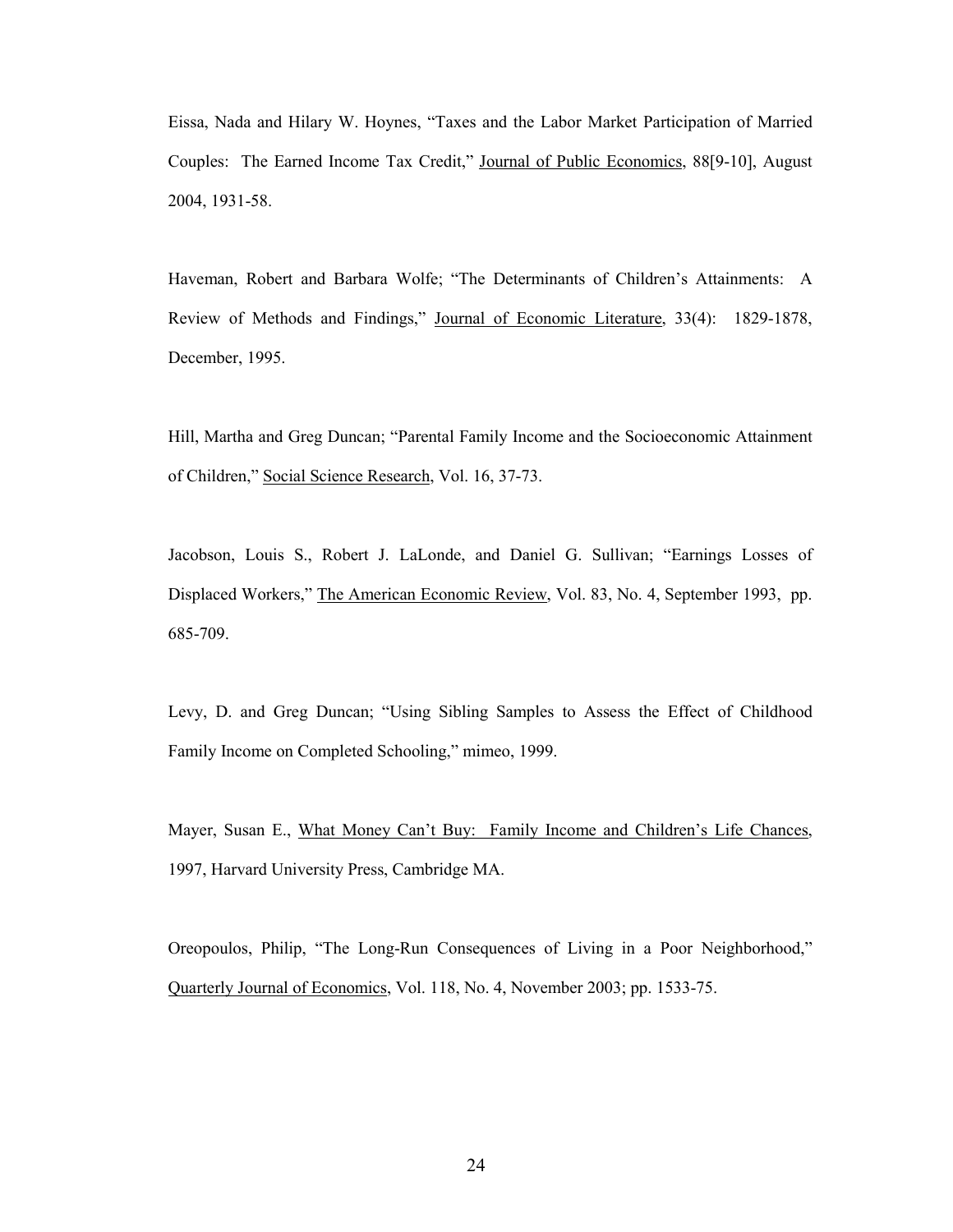Eissa, Nada and Hilary W. Hoynes, "Taxes and the Labor Market Participation of Married Couples: The Earned Income Tax Credit," Journal of Public Economics, 88[9-10], August 2004, 1931-58.

Haveman, Robert and Barbara Wolfe; "The Determinants of Children's Attainments: A Review of Methods and Findings," Journal of Economic Literature, 33(4): 1829-1878, December, 1995.

Hill, Martha and Greg Duncan; "Parental Family Income and the Socioeconomic Attainment of Children," Social Science Research, Vol. 16, 37-73.

Jacobson, Louis S., Robert J. LaLonde, and Daniel G. Sullivan; "Earnings Losses of Displaced Workers," The American Economic Review, Vol. 83, No. 4, September 1993, pp. 685-709.

Levy, D. and Greg Duncan; "Using Sibling Samples to Assess the Effect of Childhood Family Income on Completed Schooling," mimeo, 1999.

Mayer, Susan E., What Money Can't Buy: Family Income and Children's Life Chances, 1997, Harvard University Press, Cambridge MA.

Oreopoulos, Philip, "The Long-Run Consequences of Living in a Poor Neighborhood," Quarterly Journal of Economics, Vol. 118, No. 4, November 2003; pp. 1533-75.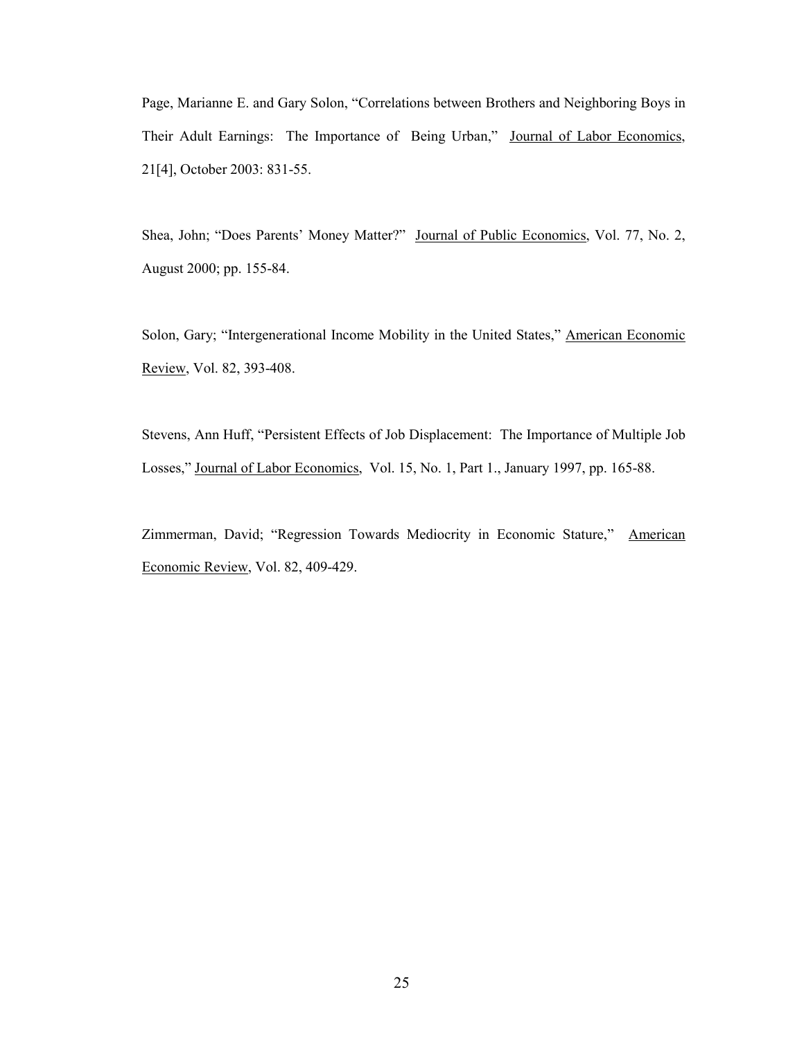Page, Marianne E. and Gary Solon, "Correlations between Brothers and Neighboring Boys in Their Adult Earnings: The Importance of Being Urban," Journal of Labor Economics, 21[4], October 2003: 831-55.

Shea, John; "Does Parents' Money Matter?" Journal of Public Economics, Vol. 77, No. 2, August 2000; pp. 155-84.

Solon, Gary; "Intergenerational Income Mobility in the United States," American Economic Review, Vol. 82, 393-408.

Stevens, Ann Huff, "Persistent Effects of Job Displacement: The Importance of Multiple Job Losses," Journal of Labor Economics, Vol. 15, No. 1, Part 1., January 1997, pp. 165-88.

Zimmerman, David; "Regression Towards Mediocrity in Economic Stature," American Economic Review, Vol. 82, 409-429.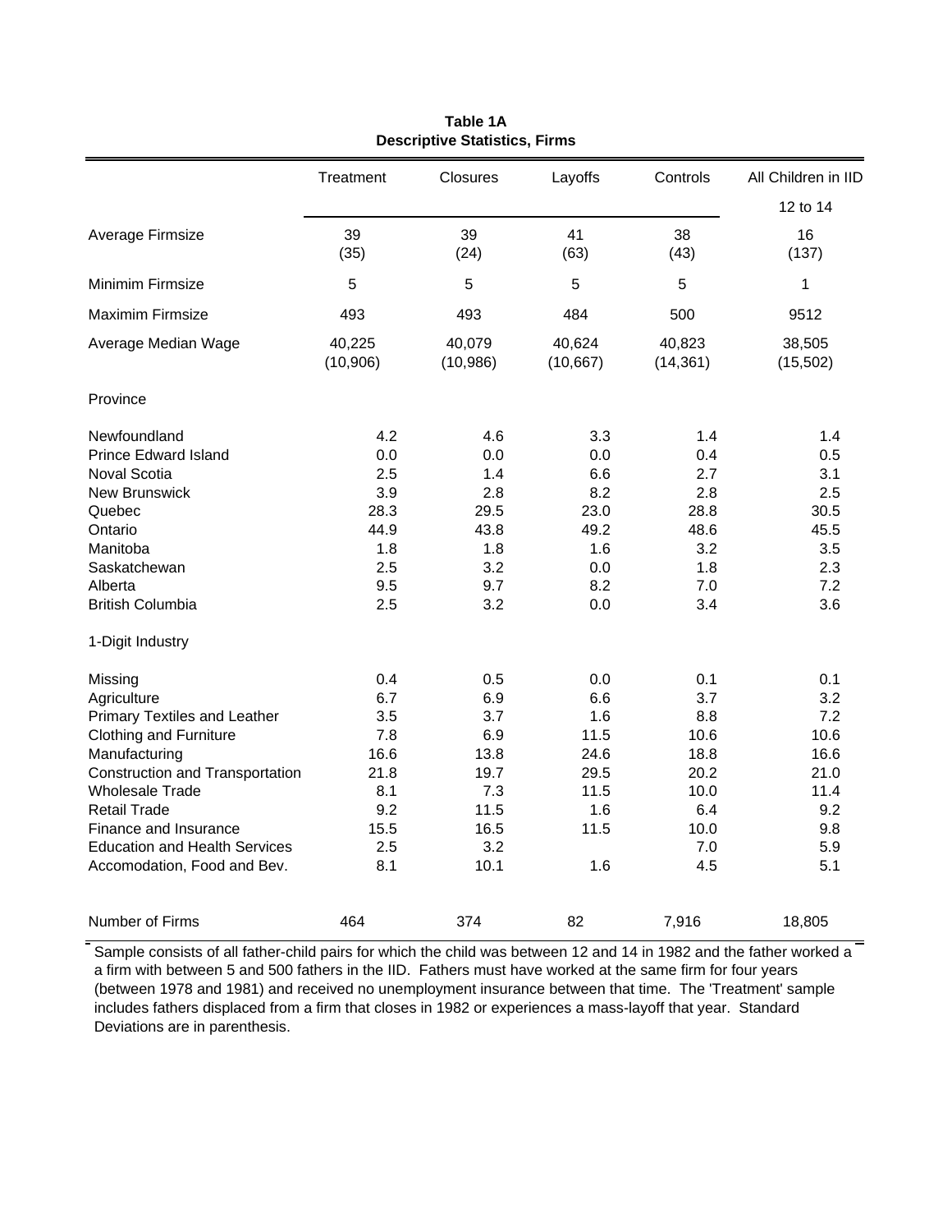**Table 1A**
**Descriptive Statistics, Firms**

| | Treatment | Closures | Layoffs | Controls | All Children in IID 12 to 14 |
|---|---|---|---|---|---|
| Average Firmsize | 39 (35) | 39 (24) | 41 (63) | 38 (43) | 16 (137) |
| Minimim Firmsize | 5 | 5 | 5 | 5 | 1 |
| Maximim Firmsize | 493 | 493 | 484 | 500 | 9512 |
| Average Median Wage | 40,225 (10,906) | 40,079 (10,986) | 40,624 (10,667) | 40,823 (14,361) | 38,505 (15,502) |
| Province | | | | | |
| Newfoundland | 4.2 | 4.6 | 3.3 | 1.4 | 1.4 |
| Prince Edward Island | 0.0 | 0.0 | 0.0 | 0.4 | 0.5 |
| Noval Scotia | 2.5 | 1.4 | 6.6 | 2.7 | 3.1 |
| New Brunswick | 3.9 | 2.8 | 8.2 | 2.8 | 2.5 |
| Quebec | 28.3 | 29.5 | 23.0 | 28.8 | 30.5 |
| Ontario | 44.9 | 43.8 | 49.2 | 48.6 | 45.5 |
| Manitoba | 1.8 | 1.8 | 1.6 | 3.2 | 3.5 |
| Saskatchewan | 2.5 | 3.2 | 0.0 | 1.8 | 2.3 |
| Alberta | 9.5 | 9.7 | 8.2 | 7.0 | 7.2 |
| British Columbia | 2.5 | 3.2 | 0.0 | 3.4 | 3.6 |
| 1-Digit Industry | | | | | |
| Missing | 0.4 | 0.5 | 0.0 | 0.1 | 0.1 |
| Agriculture | 6.7 | 6.9 | 6.6 | 3.7 | 3.2 |
| Primary Textiles and Leather | 3.5 | 3.7 | 1.6 | 8.8 | 7.2 |
| Clothing and Furniture | 7.8 | 6.9 | 11.5 | 10.6 | 10.6 |
| Manufacturing | 16.6 | 13.8 | 24.6 | 18.8 | 16.6 |
| Construction and Transportation | 21.8 | 19.7 | 29.5 | 20.2 | 21.0 |
| Wholesale Trade | 8.1 | 7.3 | 11.5 | 10.0 | 11.4 |
| Retail Trade | 9.2 | 11.5 | 1.6 | 6.4 | 9.2 |
| Finance and Insurance | 15.5 | 16.5 | 11.5 | 10.0 | 9.8 |
| Education and Health Services | 2.5 | 3.2 | | 7.0 | 5.9 |
| Accomodation, Food and Bev. | 8.1 | 10.1 | 1.6 | 4.5 | 5.1 |
| Number of Firms | 464 | 374 | 82 | 7,916 | 18,805 |

Sample consists of all father-child pairs for which the child was between 12 and 14 in 1982 and the father worked a a firm with between 5 and 500 fathers in the IID. Fathers must have worked at the same firm for four years (between 1978 and 1981) and received no unemployment insurance between that time. The 'Treatment' sample includes fathers displaced from a firm that closes in 1982 or experiences a mass-layoff that year. Standard Deviations are in parenthesis.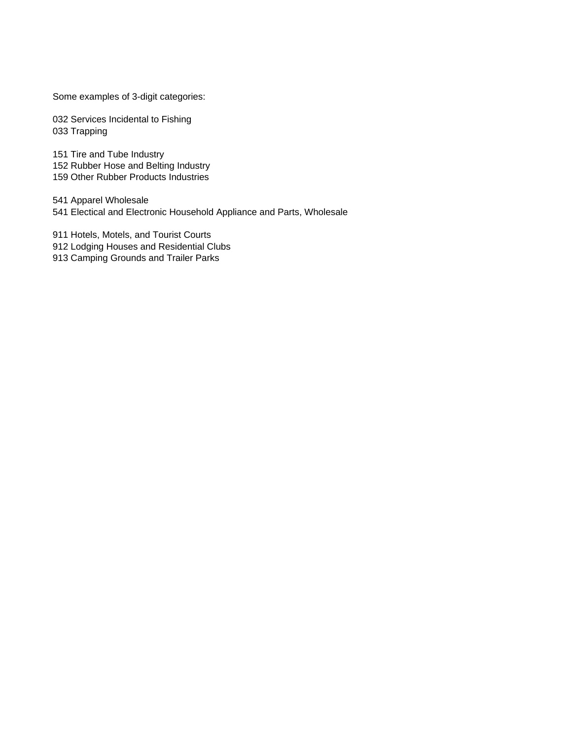Some examples of 3-digit categories:

032 Services Incidental to Fishing
033 Trapping

151 Tire and Tube Industry
152 Rubber Hose and Belting Industry
159 Other Rubber Products Industries

541 Apparel Wholesale
541 Electical and Electronic Household Appliance and Parts, Wholesale

911 Hotels, Motels, and Tourist Courts
912 Lodging Houses and Residential Clubs
913 Camping Grounds and Trailer Parks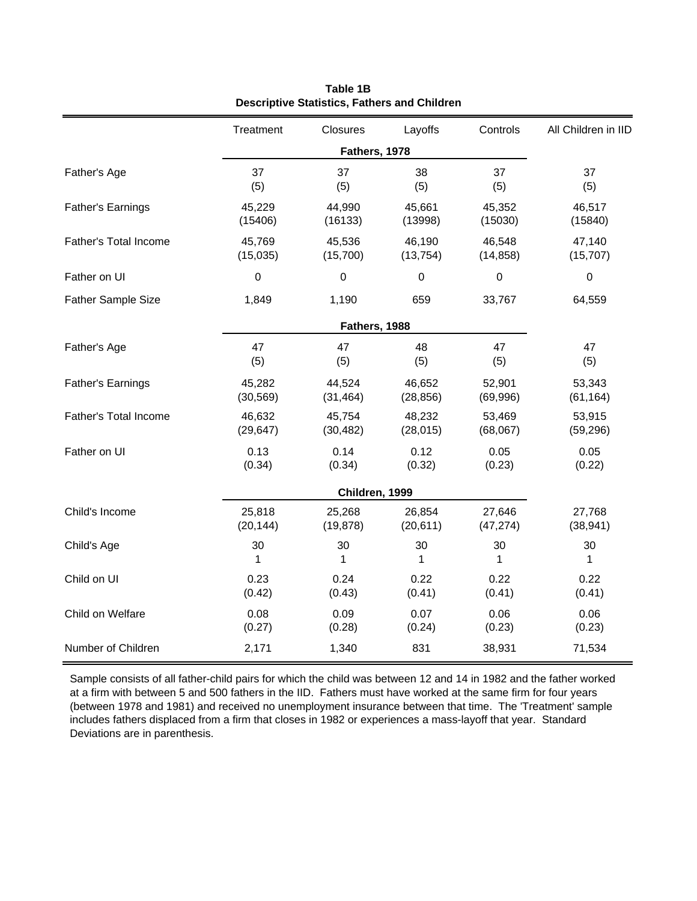**Table 1B**
**Descriptive Statistics, Fathers and Children**

| | Treatment | Closures | Layoffs | Controls | All Children in IID |
|---|---|---|---|---|---|
| | **Fathers, 1978** | | | | |
| Father's Age | 37 | 37 | 38 | 37 | 37 |
| | (5) | (5) | (5) | (5) | (5) |
| Father's Earnings | 45,229 | 44,990 | 45,661 | 45,352 | 46,517 |
| | (15406) | (16133) | (13998) | (15030) | (15840) |
| Father's Total Income | 45,769 | 45,536 | 46,190 | 46,548 | 47,140 |
| | (15,035) | (15,700) | (13,754) | (14,858) | (15,707) |
| Father on UI | 0 | 0 | 0 | 0 | 0 |
| Father Sample Size | 1,849 | 1,190 | 659 | 33,767 | 64,559 |
| | **Fathers, 1988** | | | | |
| Father's Age | 47 | 47 | 48 | 47 | 47 |
| | (5) | (5) | (5) | (5) | (5) |
| Father's Earnings | 45,282 | 44,524 | 46,652 | 52,901 | 53,343 |
| | (30,569) | (31,464) | (28,856) | (69,996) | (61,164) |
| Father's Total Income | 46,632 | 45,754 | 48,232 | 53,469 | 53,915 |
| | (29,647) | (30,482) | (28,015) | (68,067) | (59,296) |
| Father on UI | 0.13 | 0.14 | 0.12 | 0.05 | 0.05 |
| | (0.34) | (0.34) | (0.32) | (0.23) | (0.22) |
| | **Children, 1999** | | | | |
| Child's Income | 25,818 | 25,268 | 26,854 | 27,646 | 27,768 |
| | (20,144) | (19,878) | (20,611) | (47,274) | (38,941) |
| Child's Age | 30 | 30 | 30 | 30 | 30 |
| | 1 | 1 | 1 | 1 | 1 |
| Child on UI | 0.23 | 0.24 | 0.22 | 0.22 | 0.22 |
| | (0.42) | (0.43) | (0.41) | (0.41) | (0.41) |
| Child on Welfare | 0.08 | 0.09 | 0.07 | 0.06 | 0.06 |
| | (0.27) | (0.28) | (0.24) | (0.23) | (0.23) |
| Number of Children | 2,171 | 1,340 | 831 | 38,931 | 71,534 |

Sample consists of all father-child pairs for which the child was between 12 and 14 in 1982 and the father worked at a firm with between 5 and 500 fathers in the IID. Fathers must have worked at the same firm for four years (between 1978 and 1981) and received no unemployment insurance between that time. The 'Treatment' sample includes fathers displaced from a firm that closes in 1982 or experiences a mass-layoff that year. Standard Deviations are in parenthesis.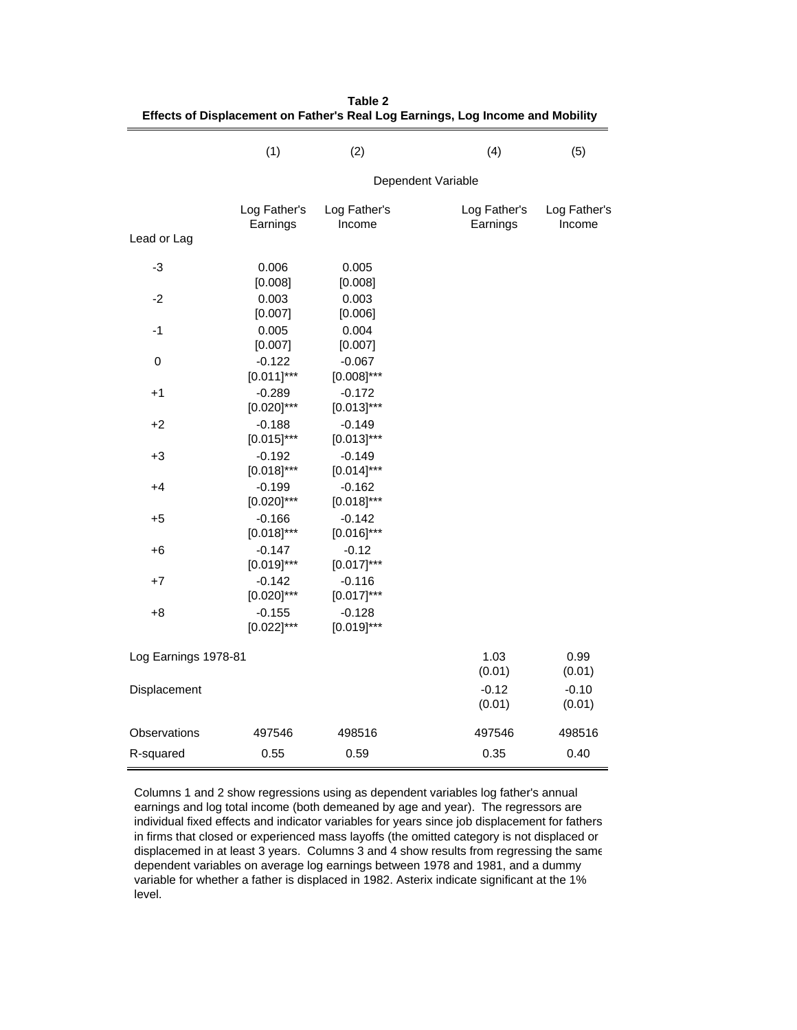**Table 2**
**Effects of Displacement on Father's Real Log Earnings, Log Income and Mobility**

| | (1) | (2) | (4) | (5) |
|---|---|---|---|---|
| | Dependent Variable | | | |
| | Log Father's Earnings | Log Father's Income | Log Father's Earnings | Log Father's Income |
| Lead or Lag | | | | |
| -3 | 0.006 | 0.005 | | |
| | [0.008] | [0.008] | | |
| -2 | 0.003 | 0.003 | | |
| | [0.007] | [0.006] | | |
| -1 | 0.005 | 0.004 | | |
| | [0.007] | [0.007] | | |
| 0 | -0.122 | -0.067 | | |
| | [0.011]*** | [0.008]*** | | |
| +1 | -0.289 | -0.172 | | |
| | [0.020]*** | [0.013]*** | | |
| +2 | -0.188 | -0.149 | | |
| | [0.015]*** | [0.013]*** | | |
| +3 | -0.192 | -0.149 | | |
| | [0.018]*** | [0.014]*** | | |
| +4 | -0.199 | -0.162 | | |
| | [0.020]*** | [0.018]*** | | |
| +5 | -0.166 | -0.142 | | |
| | [0.018]*** | [0.016]*** | | |
| +6 | -0.147 | -0.12 | | |
| | [0.019]*** | [0.017]*** | | |
| +7 | -0.142 | -0.116 | | |
| | [0.020]*** | [0.017]*** | | |
| +8 | -0.155 | -0.128 | | |
| | [0.022]*** | [0.019]*** | | |
| Log Earnings 1978-81 | | | 1.03 | 0.99 |
| | | | (0.01) | (0.01) |
| Displacement | | | -0.12 | -0.10 |
| | | | (0.01) | (0.01) |
| Observations | 497546 | 498516 | 497546 | 498516 |
| R-squared | 0.55 | 0.59 | 0.35 | 0.40 |

Columns 1 and 2 show regressions using as dependent variables log father's annual earnings and log total income (both demeaned by age and year). The regressors are individual fixed effects and indicator variables for years since job displacement for fathers in firms that closed or experienced mass layoffs (the omitted category is not displaced or displacemed in at least 3 years. Columns 3 and 4 show results from regressing the same dependent variables on average log earnings between 1978 and 1981, and a dummy variable for whether a father is displaced in 1982. Asterix indicate significant at the 1% level.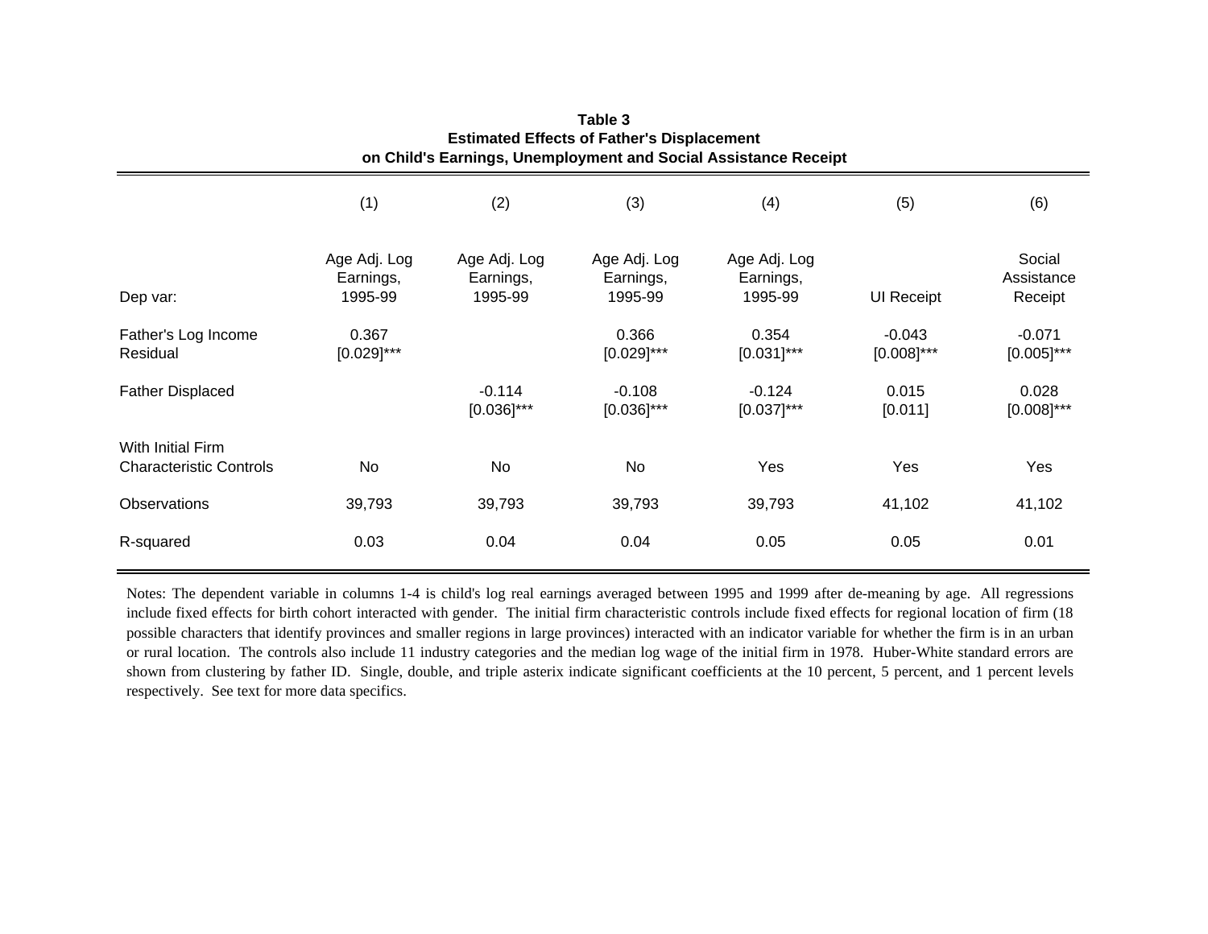**Table 3**
**Estimated Effects of Father's Displacement on Child's Earnings, Unemployment and Social Assistance Receipt**

| | (1) | (2) | (3) | (4) | (5) | (6) |
|---|---|---|---|---|---|---|
| Dep var: | Age Adj. Log Earnings, 1995-99 | Age Adj. Log Earnings, 1995-99 | Age Adj. Log Earnings, 1995-99 | Age Adj. Log Earnings, 1995-99 | UI Receipt | Social Assistance Receipt |
| Father's Log Income Residual | 0.367<br>[0.029]*** | | 0.366<br>[0.029]*** | 0.354<br>[0.031]*** | -0.043<br>[0.008]*** | -0.071<br>[0.005]*** |
| Father Displaced | | -0.114<br>[0.036]*** | -0.108<br>[0.036]*** | -0.124<br>[0.037]*** | 0.015<br>[0.011] | 0.028<br>[0.008]*** |
| With Initial Firm Characteristic Controls | No | No | No | Yes | Yes | Yes |
| Observations | 39,793 | 39,793 | 39,793 | 39,793 | 41,102 | 41,102 |
| R-squared | 0.03 | 0.04 | 0.04 | 0.05 | 0.05 | 0.01 |

Notes: The dependent variable in columns 1-4 is child's log real earnings averaged between 1995 and 1999 after de-meaning by age. All regressions include fixed effects for birth cohort interacted with gender. The initial firm characteristic controls include fixed effects for regional location of firm (18 possible characters that identify provinces and smaller regions in large provinces) interacted with an indicator variable for whether the firm is in an urban or rural location. The controls also include 11 industry categories and the median log wage of the initial firm in 1978. Huber-White standard errors are shown from clustering by father ID. Single, double, and triple asterix indicate significant coefficients at the 10 percent, 5 percent, and 1 percent levels respectively. See text for more data specifics.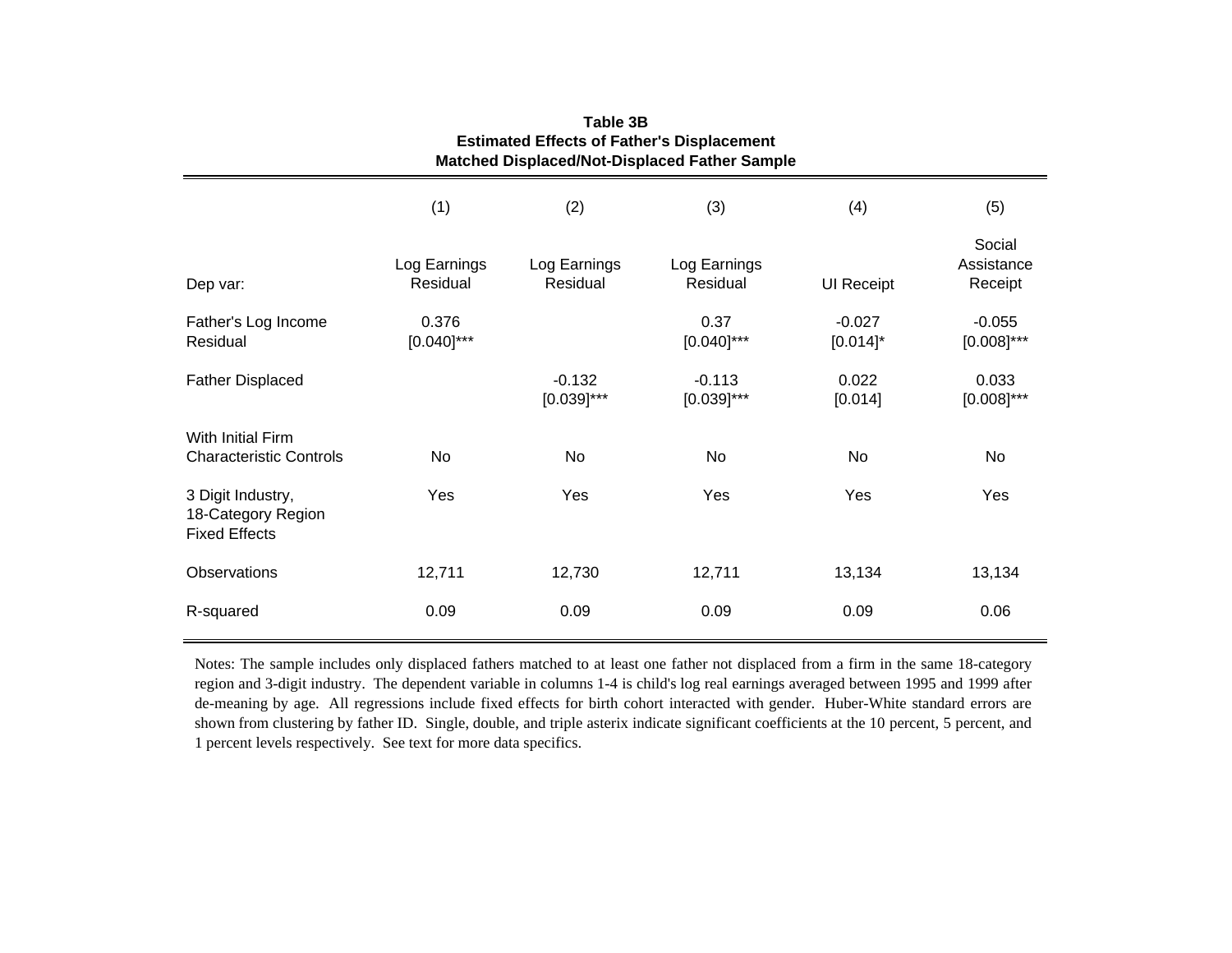**Table 3B**
**Estimated Effects of Father's Displacement**
**Matched Displaced/Not-Displaced Father Sample**

| | (1) | (2) | (3) | (4) | (5) |
|---|---|---|---|---|---|
| Dep var: | Log Earnings Residual | Log Earnings Residual | Log Earnings Residual | UI Receipt | Social Assistance Receipt |
| Father's Log Income Residual | 0.376<br>[0.040]*** | | 0.37<br>[0.040]*** | -0.027<br>[0.014]* | -0.055<br>[0.008]*** |
| Father Displaced | | -0.132<br>[0.039]*** | -0.113<br>[0.039]*** | 0.022<br>[0.014] | 0.033<br>[0.008]*** |
| With Initial Firm Characteristic Controls | No | No | No | No | No |
| 3 Digit Industry, 18-Category Region Fixed Effects | Yes | Yes | Yes | Yes | Yes |
| Observations | 12,711 | 12,730 | 12,711 | 13,134 | 13,134 |
| R-squared | 0.09 | 0.09 | 0.09 | 0.09 | 0.06 |

Notes: The sample includes only displaced fathers matched to at least one father not displaced from a firm in the same 18-category region and 3-digit industry. The dependent variable in columns 1-4 is child's log real earnings averaged between 1995 and 1999 after de-meaning by age. All regressions include fixed effects for birth cohort interacted with gender. Huber-White standard errors are shown from clustering by father ID. Single, double, and triple asterix indicate significant coefficients at the 10 percent, 5 percent, and 1 percent levels respectively. See text for more data specifics.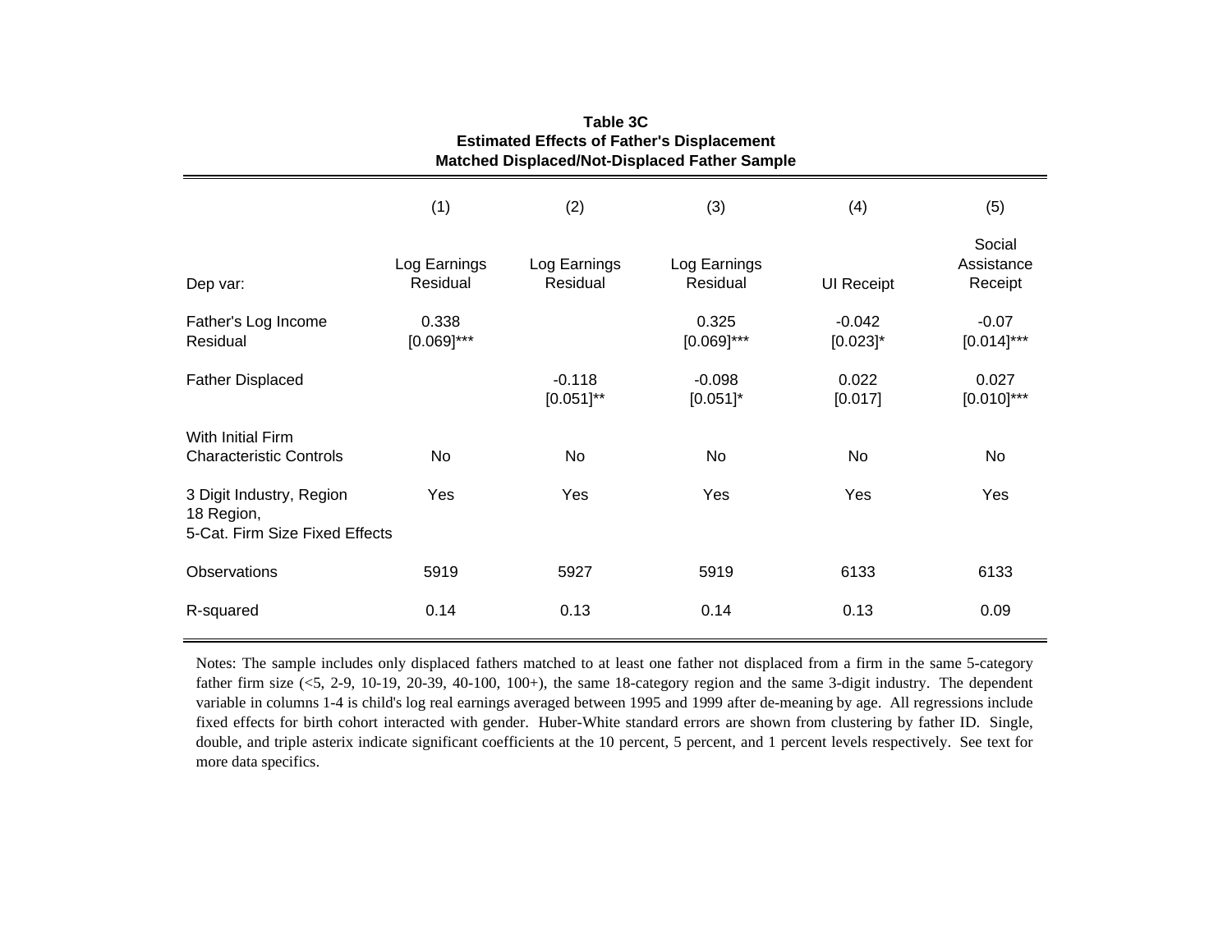**Table 3C**
**Estimated Effects of Father's Displacement**
**Matched Displaced/Not-Displaced Father Sample**

| | (1) | (2) | (3) | (4) | (5) |
|---|---|---|---|---|---|
| Dep var: | Log Earnings Residual | Log Earnings Residual | Log Earnings Residual | UI Receipt | Social Assistance Receipt |
| Father's Log Income Residual | 0.338 [0.069]*** | | 0.325 [0.069]*** | -0.042 [0.023]* | -0.07 [0.014]*** |
| Father Displaced | | -0.118 [0.051]** | -0.098 [0.051]* | 0.022 [0.017] | 0.027 [0.010]*** |
| With Initial Firm Characteristic Controls | No | No | No | No | No |
| 3 Digit Industry, Region 18 Region, 5-Cat. Firm Size Fixed Effects | Yes | Yes | Yes | Yes | Yes |
| Observations | 5919 | 5927 | 5919 | 6133 | 6133 |
| R-squared | 0.14 | 0.13 | 0.14 | 0.13 | 0.09 |

Notes: The sample includes only displaced fathers matched to at least one father not displaced from a firm in the same 5-category father firm size (<5, 2-9, 10-19, 20-39, 40-100, 100+), the same 18-category region and the same 3-digit industry. The dependent variable in columns 1-4 is child's log real earnings averaged between 1995 and 1999 after de-meaning by age. All regressions include fixed effects for birth cohort interacted with gender. Huber-White standard errors are shown from clustering by father ID. Single, double, and triple asterix indicate significant coefficients at the 10 percent, 5 percent, and 1 percent levels respectively. See text for more data specifics.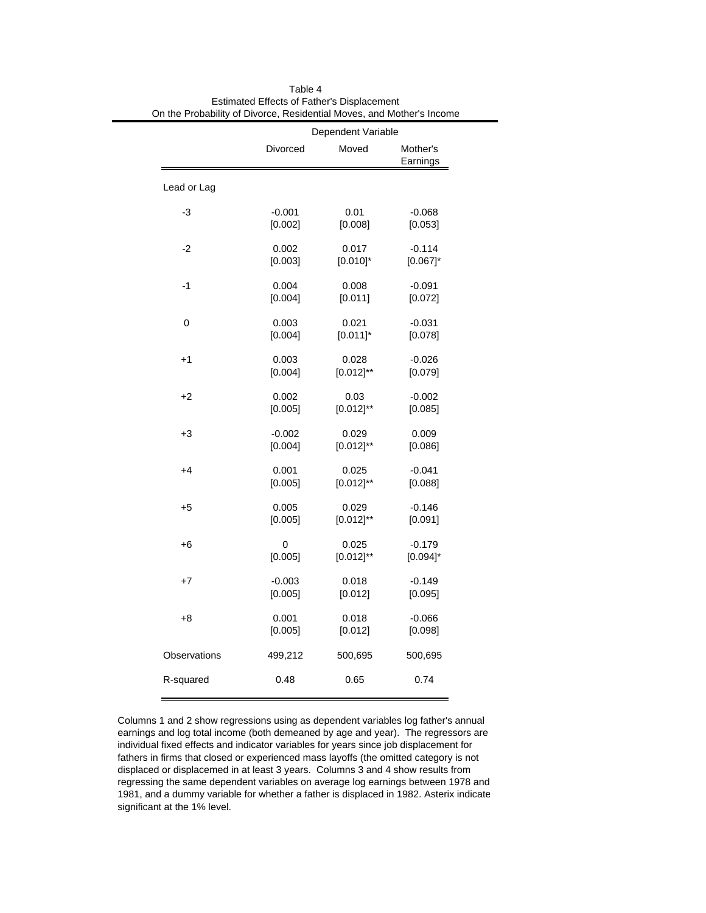Table 4
Estimated Effects of Father's Displacement
On the Probability of Divorce, Residential Moves, and Mother's Income

| | Dependent Variable | | |
|---|---|---|---|
| | Divorced | Moved | Mother's Earnings |
| Lead or Lag | | | |
| -3 | -0.001 | 0.01 | -0.068 |
| | [0.002] | [0.008] | [0.053] |
| -2 | 0.002 | 0.017 | -0.114 |
| | [0.003] | [0.010]* | [0.067]* |
| -1 | 0.004 | 0.008 | -0.091 |
| | [0.004] | [0.011] | [0.072] |
| 0 | 0.003 | 0.021 | -0.031 |
| | [0.004] | [0.011]* | [0.078] |
| +1 | 0.003 | 0.028 | -0.026 |
| | [0.004] | [0.012]** | [0.079] |
| +2 | 0.002 | 0.03 | -0.002 |
| | [0.005] | [0.012]** | [0.085] |
| +3 | -0.002 | 0.029 | 0.009 |
| | [0.004] | [0.012]** | [0.086] |
| +4 | 0.001 | 0.025 | -0.041 |
| | [0.005] | [0.012]** | [0.088] |
| +5 | 0.005 | 0.029 | -0.146 |
| | [0.005] | [0.012]** | [0.091] |
| +6 | 0 | 0.025 | -0.179 |
| | [0.005] | [0.012]** | [0.094]* |
| +7 | -0.003 | 0.018 | -0.149 |
| | [0.005] | [0.012] | [0.095] |
| +8 | 0.001 | 0.018 | -0.066 |
| | [0.005] | [0.012] | [0.098] |
| Observations | 499,212 | 500,695 | 500,695 |
| R-squared | 0.48 | 0.65 | 0.74 |

Columns 1 and 2 show regressions using as dependent variables log father's annual earnings and log total income (both demeaned by age and year). The regressors are individual fixed effects and indicator variables for years since job displacement for fathers in firms that closed or experienced mass layoffs (the omitted category is not displaced or displacemed in at least 3 years. Columns 3 and 4 show results from regressing the same dependent variables on average log earnings between 1978 and 1981, and a dummy variable for whether a father is displaced in 1982. Asterix indicate significant at the 1% level.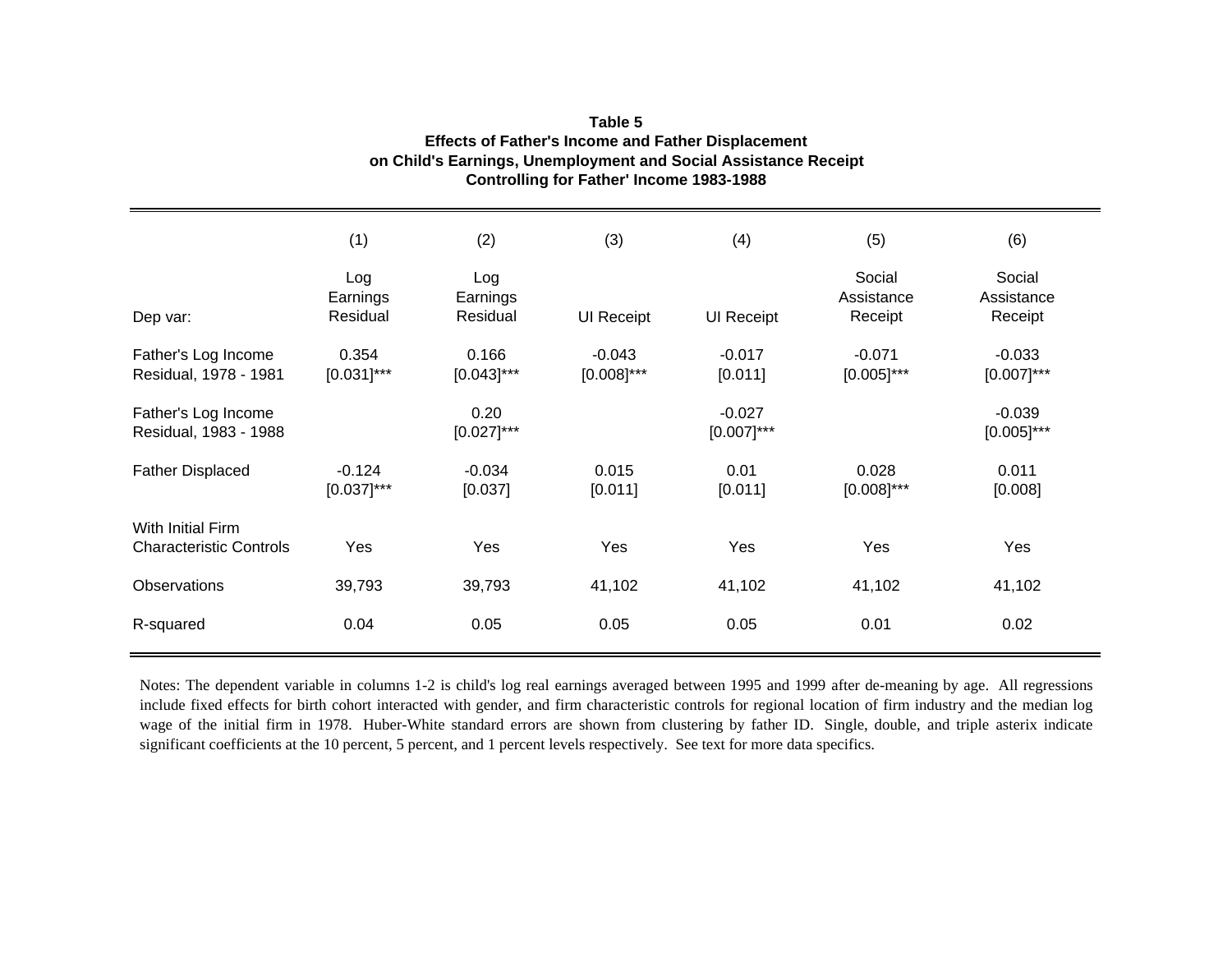**Table 5**
**Effects of Father's Income and Father Displacement on Child's Earnings, Unemployment and Social Assistance Receipt Controlling for Father' Income 1983-1988**

| | (1) | (2) | (3) | (4) | (5) | (6) |
|---|---|---|---|---|---|---|
| Dep var: | Log Earnings Residual | Log Earnings Residual | UI Receipt | UI Receipt | Social Assistance Receipt | Social Assistance Receipt |
| Father's Log Income Residual, 1978 - 1981 | 0.354<br>[0.031]*** | 0.166<br>[0.043]*** | -0.043<br>[0.008]*** | -0.017<br>[0.011] | -0.071<br>[0.005]*** | -0.033<br>[0.007]*** |
| Father's Log Income Residual, 1983 - 1988 | | 0.20<br>[0.027]*** | | -0.027<br>[0.007]*** | | -0.039<br>[0.005]*** |
| Father Displaced | -0.124<br>[0.037]*** | -0.034<br>[0.037] | 0.015<br>[0.011] | 0.01<br>[0.011] | 0.028<br>[0.008]*** | 0.011<br>[0.008] |
| With Initial Firm Characteristic Controls | Yes | Yes | Yes | Yes | Yes | Yes |
| Observations | 39,793 | 39,793 | 41,102 | 41,102 | 41,102 | 41,102 |
| R-squared | 0.04 | 0.05 | 0.05 | 0.05 | 0.01 | 0.02 |

Notes: The dependent variable in columns 1-2 is child's log real earnings averaged between 1995 and 1999 after de-meaning by age. All regressions include fixed effects for birth cohort interacted with gender, and firm characteristic controls for regional location of firm industry and the median log wage of the initial firm in 1978. Huber-White standard errors are shown from clustering by father ID. Single, double, and triple asterix indicate significant coefficients at the 10 percent, 5 percent, and 1 percent levels respectively. See text for more data specifics.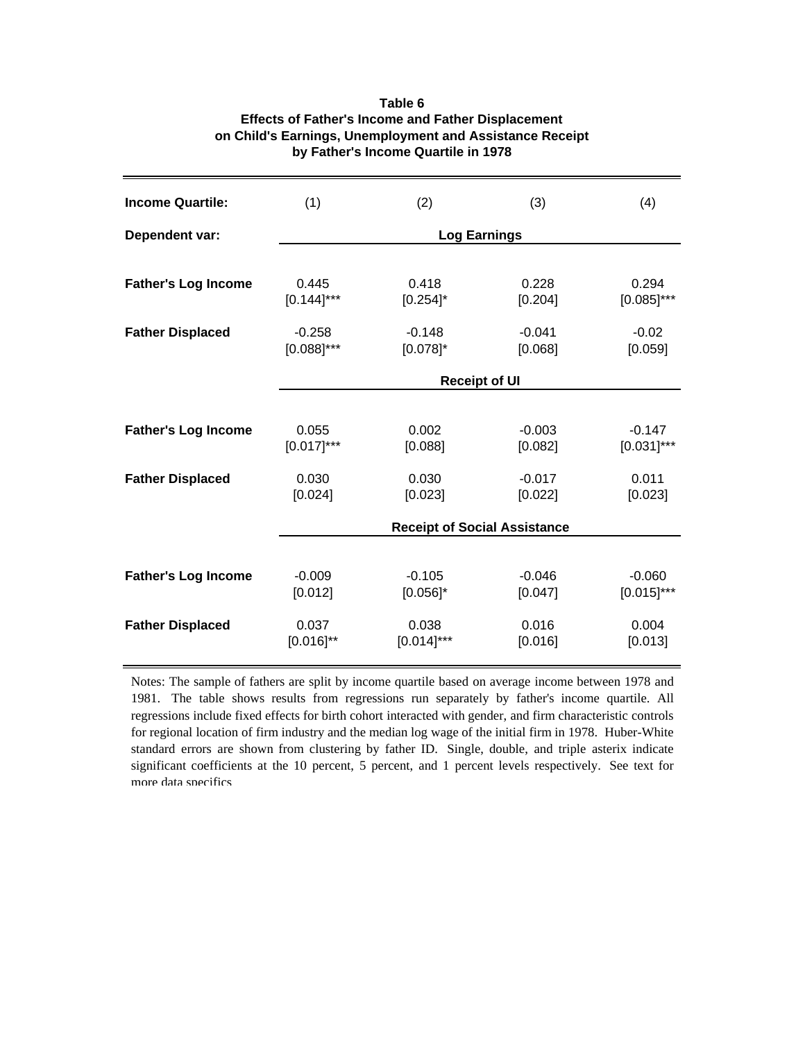**Table 6**
**Effects of Father's Income and Father Displacement on Child's Earnings, Unemployment and Assistance Receipt by Father's Income Quartile in 1978**

| **Income Quartile:** | (1) | (2) | (3) | (4) |
|---|---|---|---|---|
| **Dependent var:** | **Log Earnings** | | | |
| **Father's Log Income** | 0.445 | 0.418 | 0.228 | 0.294 |
| | [0.144]*** | [0.254]* | [0.204] | [0.085]*** |
| **Father Displaced** | -0.258 | -0.148 | -0.041 | -0.02 |
| | [0.088]*** | [0.078]* | [0.068] | [0.059] |
| | **Receipt of UI** | | | |
| **Father's Log Income** | 0.055 | 0.002 | -0.003 | -0.147 |
| | [0.017]*** | [0.088] | [0.082] | [0.031]*** |
| **Father Displaced** | 0.030 | 0.030 | -0.017 | 0.011 |
| | [0.024] | [0.023] | [0.022] | [0.023] |
| | **Receipt of Social Assistance** | | | |
| **Father's Log Income** | -0.009 | -0.105 | -0.046 | -0.060 |
| | [0.012] | [0.056]* | [0.047] | [0.015]*** |
| **Father Displaced** | 0.037 | 0.038 | 0.016 | 0.004 |
| | [0.016]** | [0.014]*** | [0.016] | [0.013] |

Notes: The sample of fathers are split by income quartile based on average income between 1978 and 1981. The table shows results from regressions run separately by father's income quartile. All regressions include fixed effects for birth cohort interacted with gender, and firm characteristic controls for regional location of firm industry and the median log wage of the initial firm in 1978. Huber-White standard errors are shown from clustering by father ID. Single, double, and triple asterix indicate significant coefficients at the 10 percent, 5 percent, and 1 percent levels respectively. See text for more data specifics.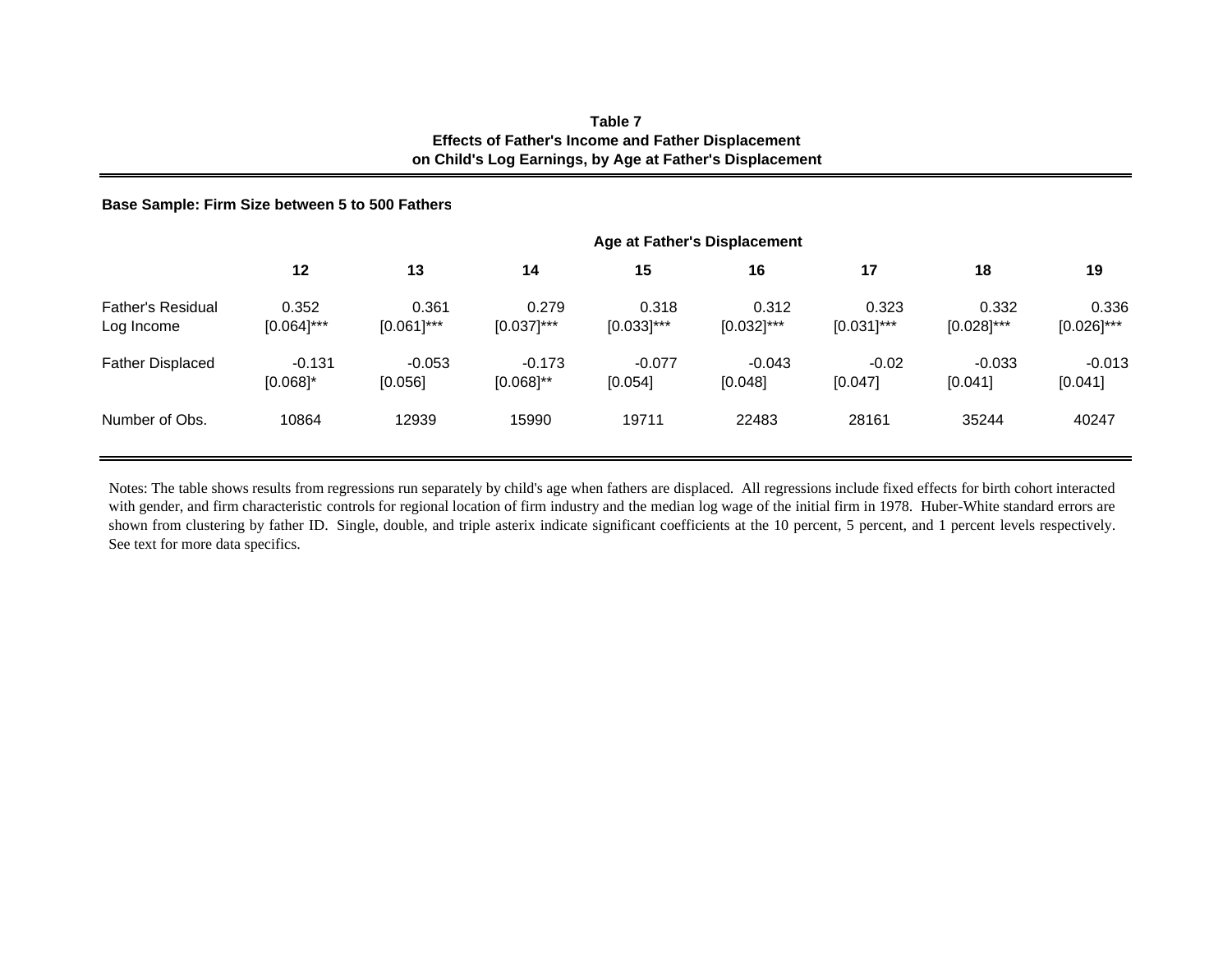**Table 7**
**Effects of Father's Income and Father Displacement on Child's Log Earnings, by Age at Father's Displacement**

**Base Sample: Firm Size between 5 to 500 Fathers**

| | Age at Father's Displacement | | | | | | | |
|---|---|---|---|---|---|---|---|---|
| | **12** | **13** | **14** | **15** | **16** | **17** | **18** | **19** |
| Father's Residual Log Income | 0.352 | 0.361 | 0.279 | 0.318 | 0.312 | 0.323 | 0.332 | 0.336 |
| | [0.064]*** | [0.061]*** | [0.037]*** | [0.033]*** | [0.032]*** | [0.031]*** | [0.028]*** | [0.026]*** |
| Father Displaced | -0.131 | -0.053 | -0.173 | -0.077 | -0.043 | -0.02 | -0.033 | -0.013 |
| | [0.068]* | [0.056] | [0.068]** | [0.054] | [0.048] | [0.047] | [0.041] | [0.041] |
| Number of Obs. | 10864 | 12939 | 15990 | 19711 | 22483 | 28161 | 35244 | 40247 |

Notes: The table shows results from regressions run separately by child's age when fathers are displaced. All regressions include fixed effects for birth cohort interacted with gender, and firm characteristic controls for regional location of firm industry and the median log wage of the initial firm in 1978. Huber-White standard errors are shown from clustering by father ID. Single, double, and triple asterix indicate significant coefficients at the 10 percent, 5 percent, and 1 percent levels respectively. See text for more data specifics.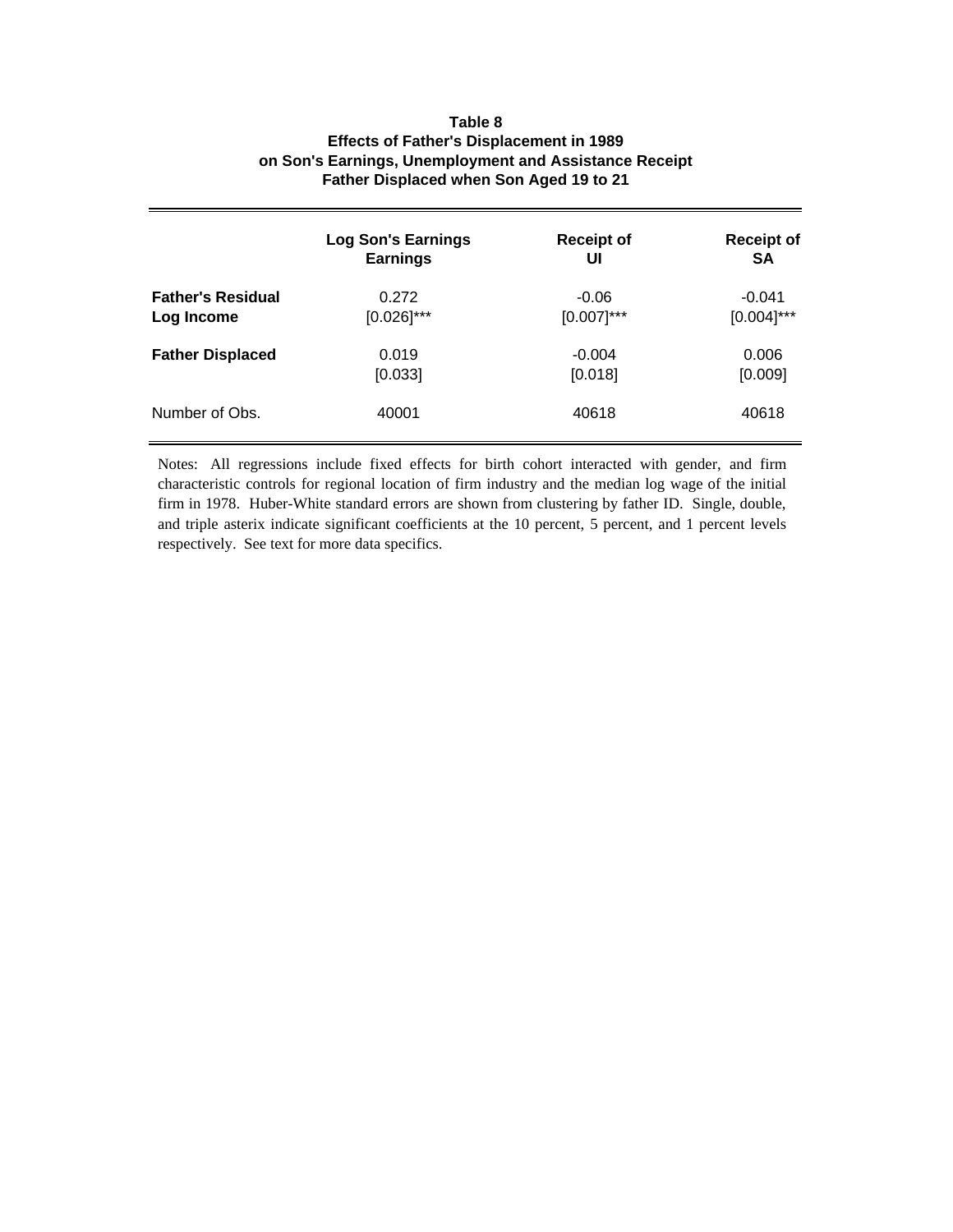**Table 8**
**Effects of Father's Displacement in 1989**
**on Son's Earnings, Unemployment and Assistance Receipt**
**Father Displaced when Son Aged 19 to 21**

| | Log Son's Earnings Earnings | Receipt of UI | Receipt of SA |
|---|---|---|---|
| **Father's Residual Log Income** | 0.272<br>[0.026]*** | -0.06<br>[0.007]*** | -0.041<br>[0.004]*** |
| **Father Displaced** | 0.019<br>[0.033] | -0.004<br>[0.018] | 0.006<br>[0.009] |
| Number of Obs. | 40001 | 40618 | 40618 |

Notes: All regressions include fixed effects for birth cohort interacted with gender, and firm characteristic controls for regional location of firm industry and the median log wage of the initial firm in 1978. Huber-White standard errors are shown from clustering by father ID. Single, double, and triple asterix indicate significant coefficients at the 10 percent, 5 percent, and 1 percent levels respectively. See text for more data specifics.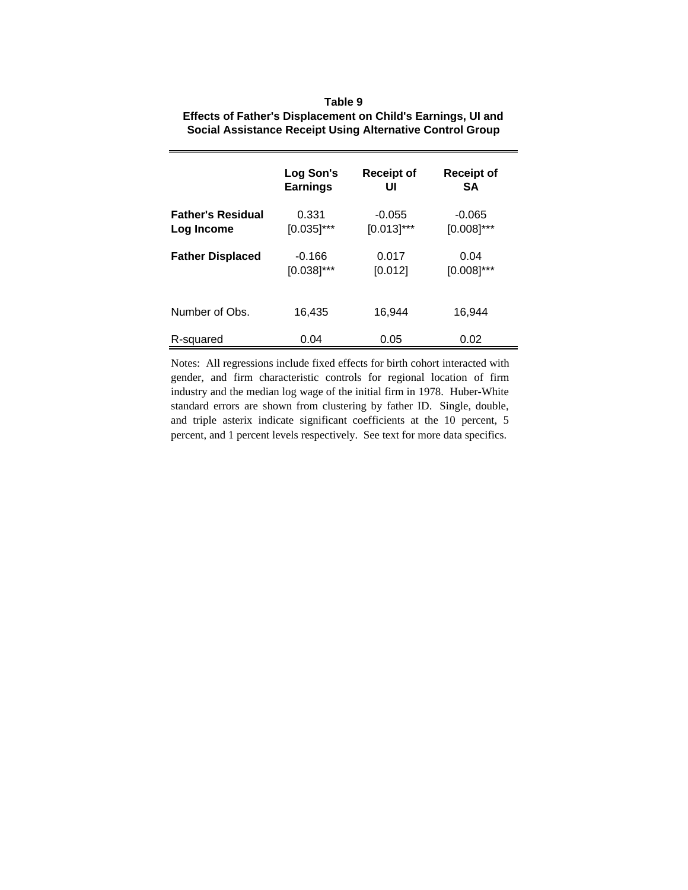**Table 9**
**Effects of Father's Displacement on Child's Earnings, UI and Social Assistance Receipt Using Alternative Control Group**

| | Log Son's Earnings | Receipt of UI | Receipt of SA |
|---|---|---|---|
| **Father's Residual Log Income** | 0.331 [0.035]*** | -0.055 [0.013]*** | -0.065 [0.008]*** |
| **Father Displaced** | -0.166 [0.038]*** | 0.017 [0.012] | 0.04 [0.008]*** |
| Number of Obs. | 16,435 | 16,944 | 16,944 |
| R-squared | 0.04 | 0.05 | 0.02 |

Notes: All regressions include fixed effects for birth cohort interacted with gender, and firm characteristic controls for regional location of firm industry and the median log wage of the initial firm in 1978. Huber-White standard errors are shown from clustering by father ID. Single, double, and triple asterix indicate significant coefficients at the 10 percent, 5 percent, and 1 percent levels respectively. See text for more data specifics.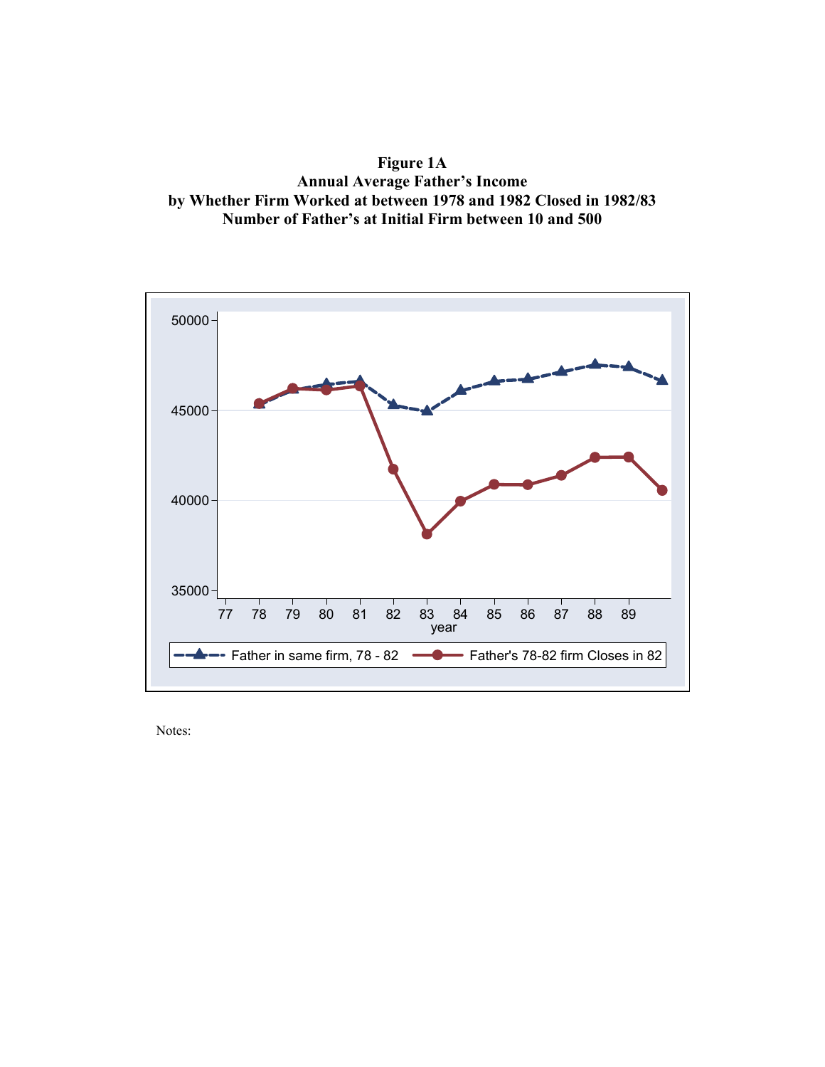**Figure 1A**
**Annual Average Father's Income**
**by Whether Firm Worked at between 1978 and 1982 Closed in 1982/83**
**Number of Father's at Initial Firm between 10 and 500**

Notes: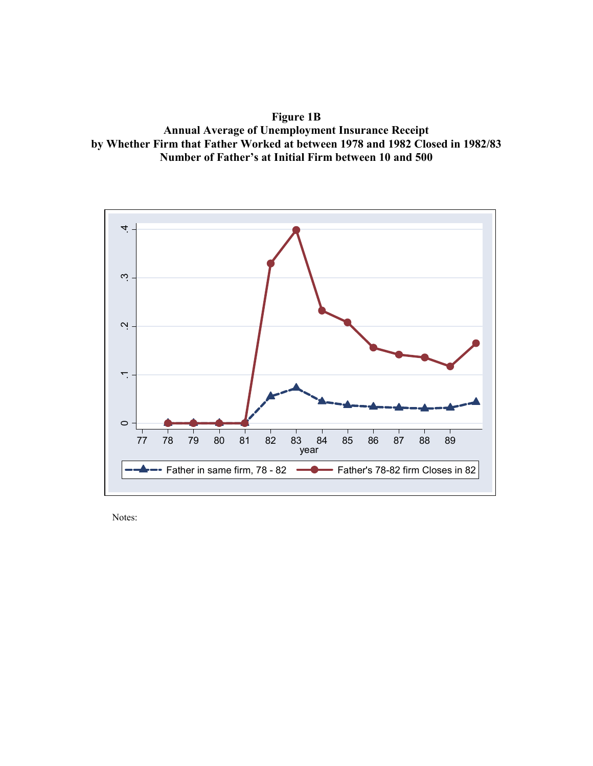**Figure 1B**
**Annual Average of Unemployment Insurance Receipt**
**by Whether Firm that Father Worked at between 1978 and 1982 Closed in 1982/83**
**Number of Father's at Initial Firm between 10 and 500**

Notes: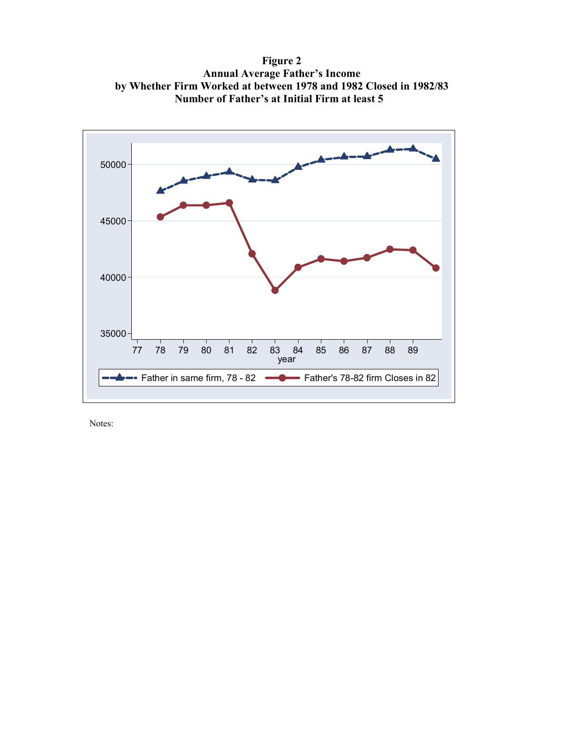**Figure 2**
**Annual Average Father's Income**
**by Whether Firm Worked at between 1978 and 1982 Closed in 1982/83**
**Number of Father's at Initial Firm at least 5**

Notes: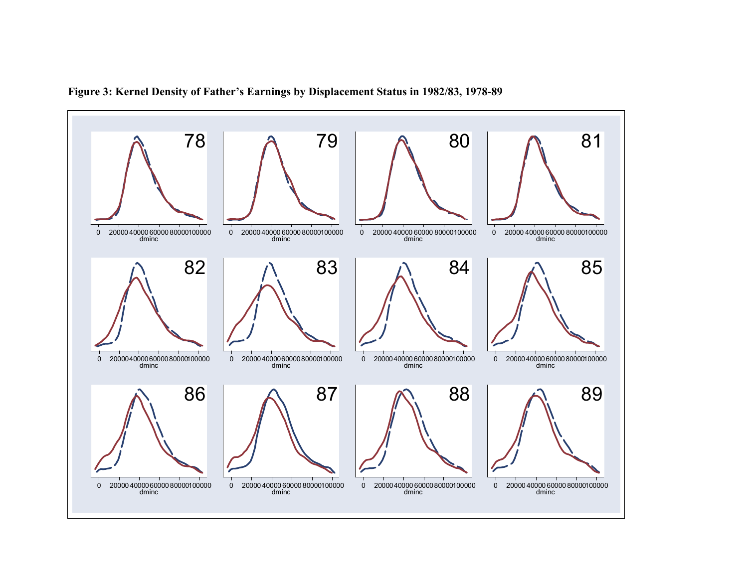**Figure 3: Kernel Density of Father's Earnings by Displacement Status in 1982/83, 1978-89**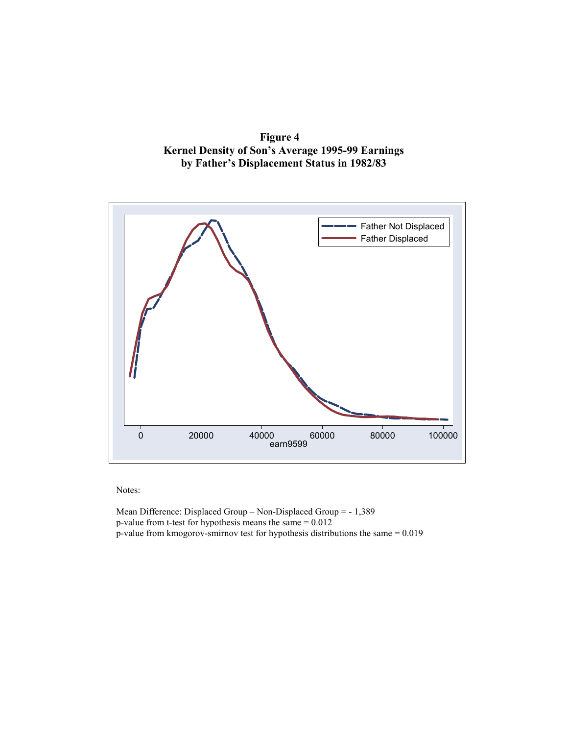**Figure 4**
**Kernel Density of Son's Average 1995-99 Earnings by Father's Displacement Status in 1982/83**

Notes:

Mean Difference: Displaced Group – Non-Displaced Group = - 1,389
p-value from t-test for hypothesis means the same = 0.012
p-value from kmogorov-smirnov test for hypothesis distributions the same = 0.019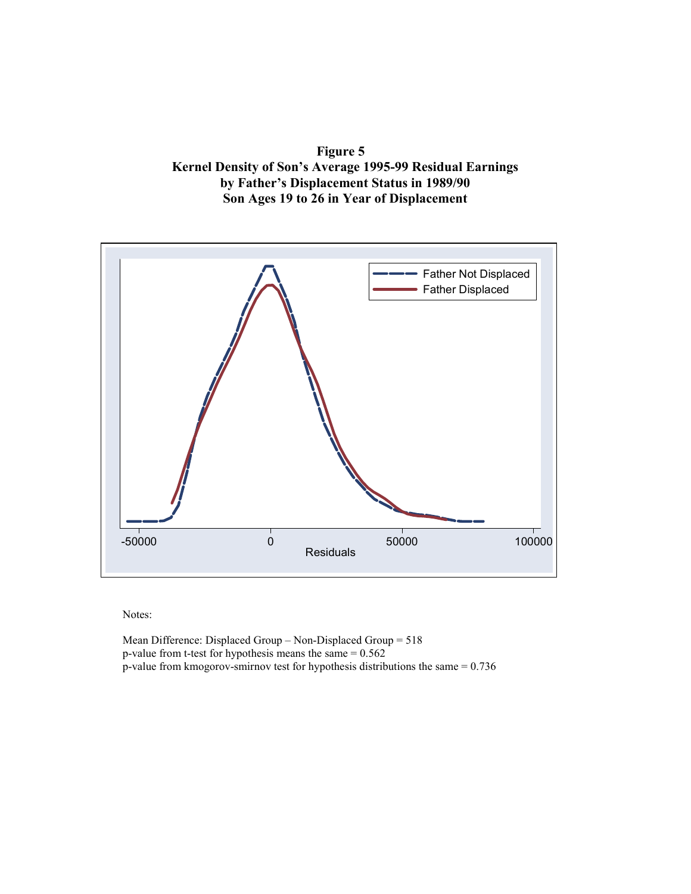**Figure 5**
**Kernel Density of Son's Average 1995-99 Residual Earnings**
**by Father's Displacement Status in 1989/90**
**Son Ages 19 to 26 in Year of Displacement**

Notes:

Mean Difference: Displaced Group – Non-Displaced Group = 518
p-value from t-test for hypothesis means the same = 0.562
p-value from kmogorov-smirnov test for hypothesis distributions the same = 0.736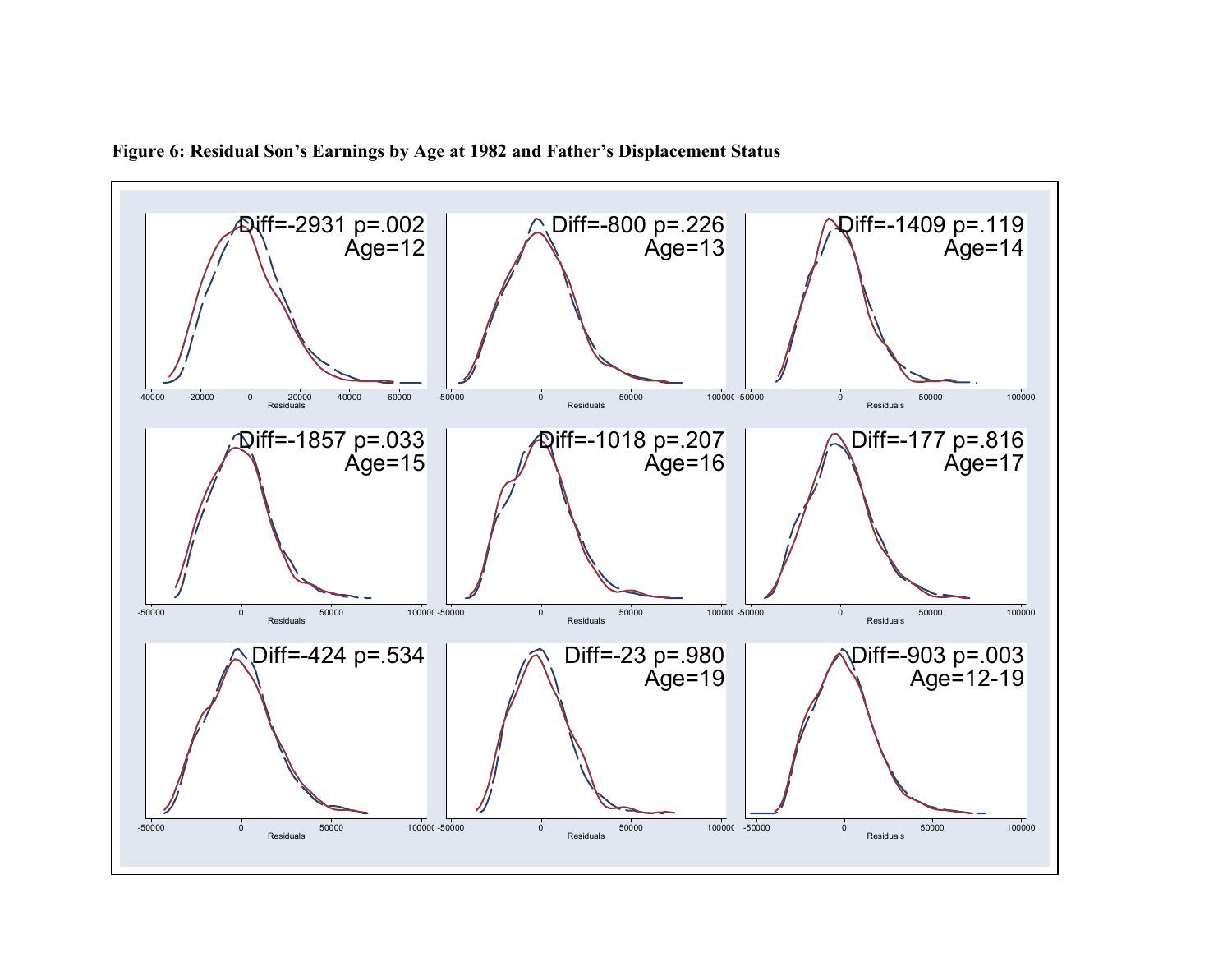**Figure 6: Residual Son's Earnings by Age at 1982 and Father's Displacement Status**

Diff=-2931 p=.002
Age=12

-40000 -20000 0 20000 40000 60000
Residuals

Diff=-800 p=.226
Age=13

-50000 0 50000 100000
Residuals

Diff=-1409 p=.119
Age=14

-50000 0 50000 100000
Residuals

Diff=-1857 p=.033
Age=15

-50000 0 50000 100000
Residuals

Diff=-1018 p=.207
Age=16

-50000 0 50000 100000
Residuals

Diff=-177 p=.816
Age=17

-50000 0 50000 100000
Residuals

Diff=-424 p=.534

-50000 0 50000 100000
Residuals

Diff=-23 p=.980
Age=19

-50000 0 50000 100000
Residuals

Diff=-903 p=.003
Age=12-19

-50000 0 50000 100000
Residuals